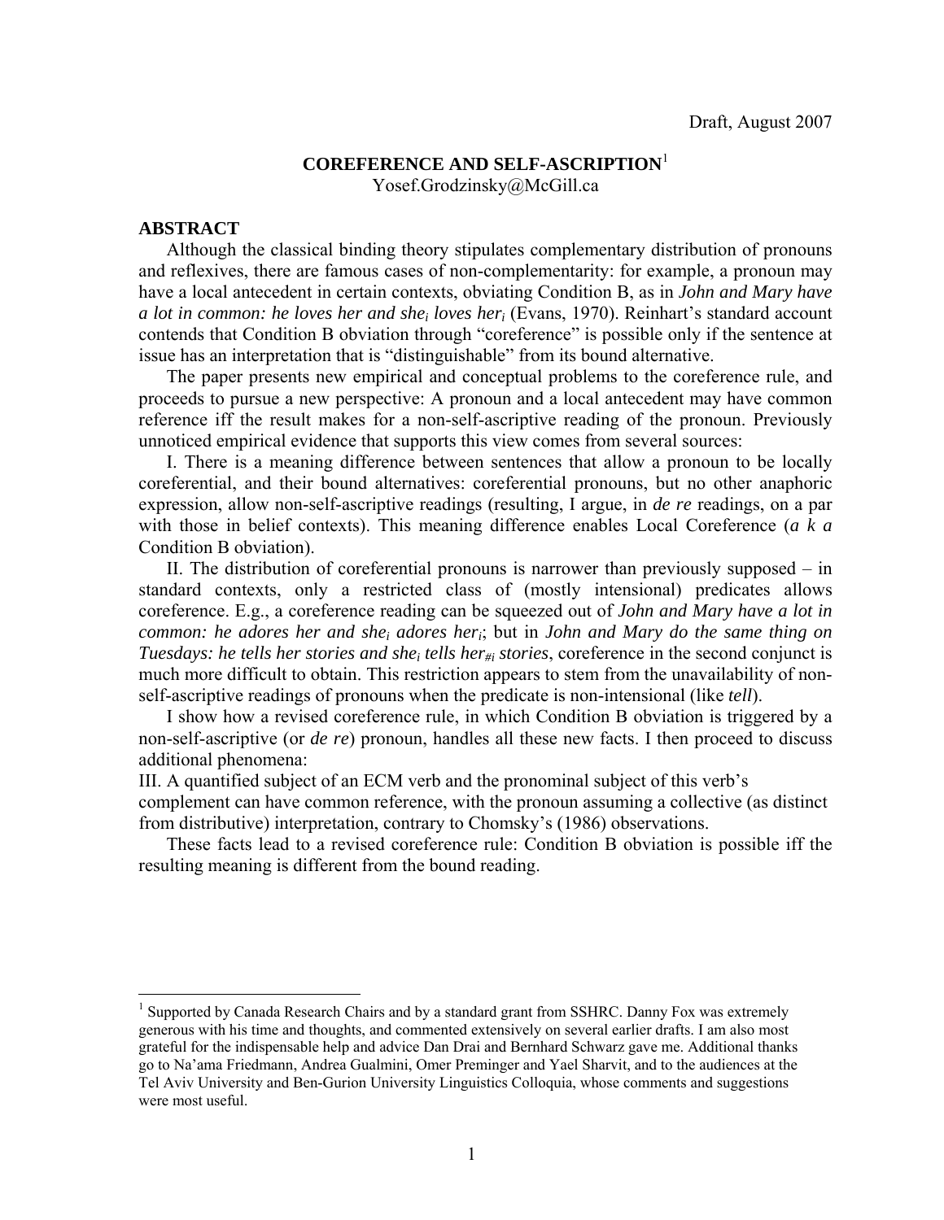Draft, August 2007

# COREFERENCE AND SELF-ASCRIPTION[1]

Yosef.Grodzinsky@McGill.ca

## ABSTRACT

Although the classical binding theory stipulates complementary distribution of pronouns and reflexives, there are famous cases of non-complementarity: for example, a pronoun may have a local antecedent in certain contexts, obviating Condition B, as in *John and Mary have a lot in common: he loves her and she$_i$ loves her$_i$* (Evans, 1970). Reinhart's standard account contends that Condition B obviation through "coreference" is possible only if the sentence at issue has an interpretation that is "distinguishable" from its bound alternative.

The paper presents new empirical and conceptual problems to the coreference rule, and proceeds to pursue a new perspective: A pronoun and a local antecedent may have common reference iff the result makes for a non-self-ascriptive reading of the pronoun. Previously unnoticed empirical evidence that supports this view comes from several sources:

I. There is a meaning difference between sentences that allow a pronoun to be locally coreferential, and their bound alternatives: coreferential pronouns, but no other anaphoric expression, allow non-self-ascriptive readings (resulting, I argue, in *de re* readings, on a par with those in belief contexts). This meaning difference enables Local Coreference (*a k a* Condition B obviation).

II. The distribution of coreferential pronouns is narrower than previously supposed – in standard contexts, only a restricted class of (mostly intensional) predicates allows coreference. E.g., a coreference reading can be squeezed out of *John and Mary have a lot in common: he adores her and she$_i$ adores her$_i$*; but in *John and Mary do the same thing on Tuesdays: he tells her stories and she$_i$ tells her$_{\#i}$ stories*, coreference in the second conjunct is much more difficult to obtain. This restriction appears to stem from the unavailability of non-self-ascriptive readings of pronouns when the predicate is non-intensional (like *tell*).

I show how a revised coreference rule, in which Condition B obviation is triggered by a non-self-ascriptive (or *de re*) pronoun, handles all these new facts. I then proceed to discuss additional phenomena:

III. A quantified subject of an ECM verb and the pronominal subject of this verb's complement can have common reference, with the pronoun assuming a collective (as distinct from distributive) interpretation, contrary to Chomsky's (1986) observations.

These facts lead to a revised coreference rule: Condition B obviation is possible iff the resulting meaning is different from the bound reading.

---

[1] Supported by Canada Research Chairs and by a standard grant from SSHRC. Danny Fox was extremely generous with his time and thoughts, and commented extensively on several earlier drafts. I am also most grateful for the indispensable help and advice Dan Drai and Bernhard Schwarz gave me. Additional thanks go to Na'ama Friedmann, Andrea Gualmini, Omer Preminger and Yael Sharvit, and to the audiences at the Tel Aviv University and Ben-Gurion University Linguistics Colloquia, whose comments and suggestions were most useful.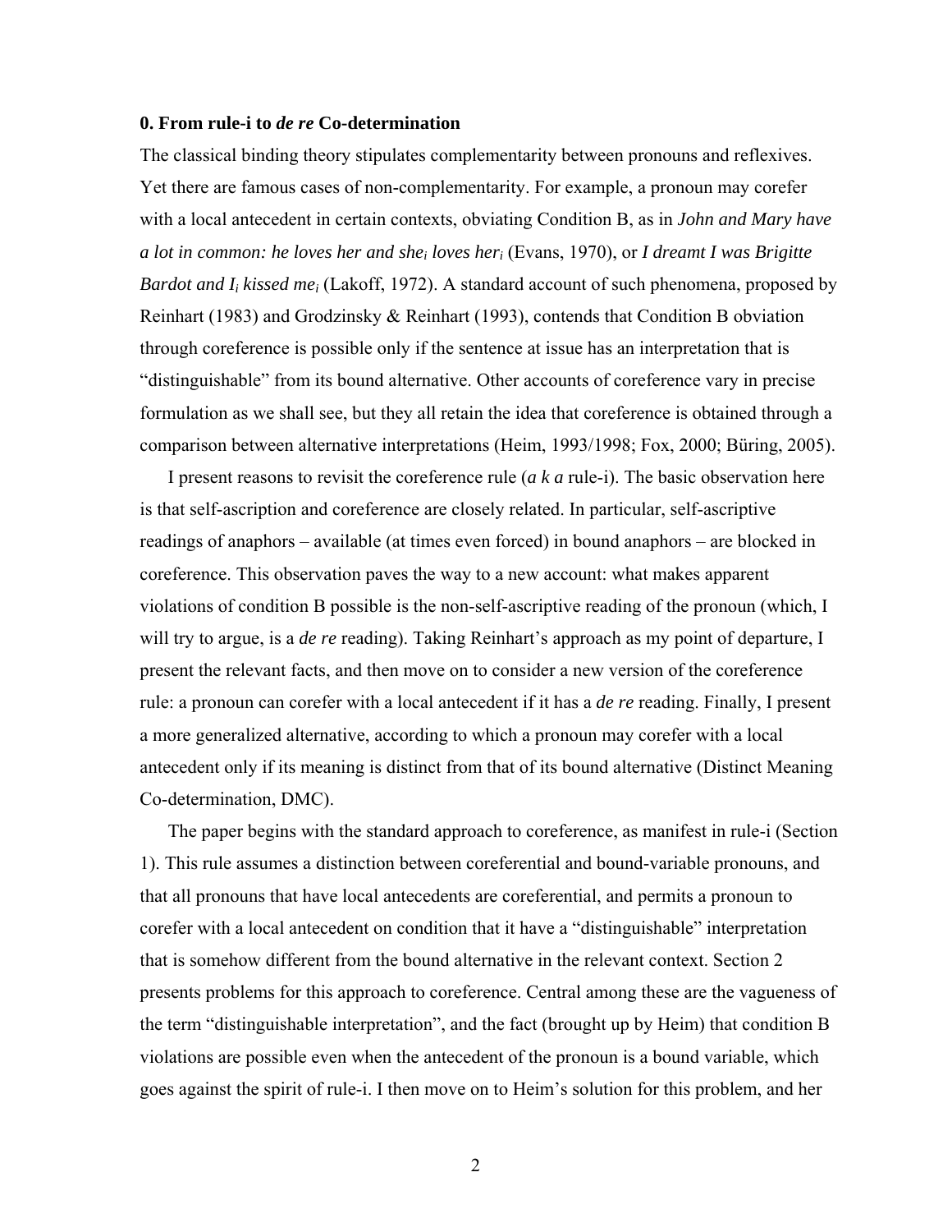### 0. From rule-i to *de re* Co-determination

The classical binding theory stipulates complementarity between pronouns and reflexives. Yet there are famous cases of non-complementarity. For example, a pronoun may corefer with a local antecedent in certain contexts, obviating Condition B, as in *John and Mary have a lot in common: he loves her and she$_i$ loves her$_i$* (Evans, 1970), or *I dreamt I was Brigitte Bardot and I$_i$ kissed me$_i$* (Lakoff, 1972). A standard account of such phenomena, proposed by Reinhart (1983) and Grodzinsky & Reinhart (1993), contends that Condition B obviation through coreference is possible only if the sentence at issue has an interpretation that is "distinguishable" from its bound alternative. Other accounts of coreference vary in precise formulation as we shall see, but they all retain the idea that coreference is obtained through a comparison between alternative interpretations (Heim, 1993/1998; Fox, 2000; Büring, 2005).

I present reasons to revisit the coreference rule (*a k a* rule-i). The basic observation here is that self-ascription and coreference are closely related. In particular, self-ascriptive readings of anaphors – available (at times even forced) in bound anaphors – are blocked in coreference. This observation paves the way to a new account: what makes apparent violations of condition B possible is the non-self-ascriptive reading of the pronoun (which, I will try to argue, is a *de re* reading). Taking Reinhart's approach as my point of departure, I present the relevant facts, and then move on to consider a new version of the coreference rule: a pronoun can corefer with a local antecedent if it has a *de re* reading. Finally, I present a more generalized alternative, according to which a pronoun may corefer with a local antecedent only if its meaning is distinct from that of its bound alternative (Distinct Meaning Co-determination, DMC).

The paper begins with the standard approach to coreference, as manifest in rule-i (Section 1). This rule assumes a distinction between coreferential and bound-variable pronouns, and that all pronouns that have local antecedents are coreferential, and permits a pronoun to corefer with a local antecedent on condition that it have a "distinguishable" interpretation that is somehow different from the bound alternative in the relevant context. Section 2 presents problems for this approach to coreference. Central among these are the vagueness of the term "distinguishable interpretation", and the fact (brought up by Heim) that condition B violations are possible even when the antecedent of the pronoun is a bound variable, which goes against the spirit of rule-i. I then move on to Heim's solution for this problem, and her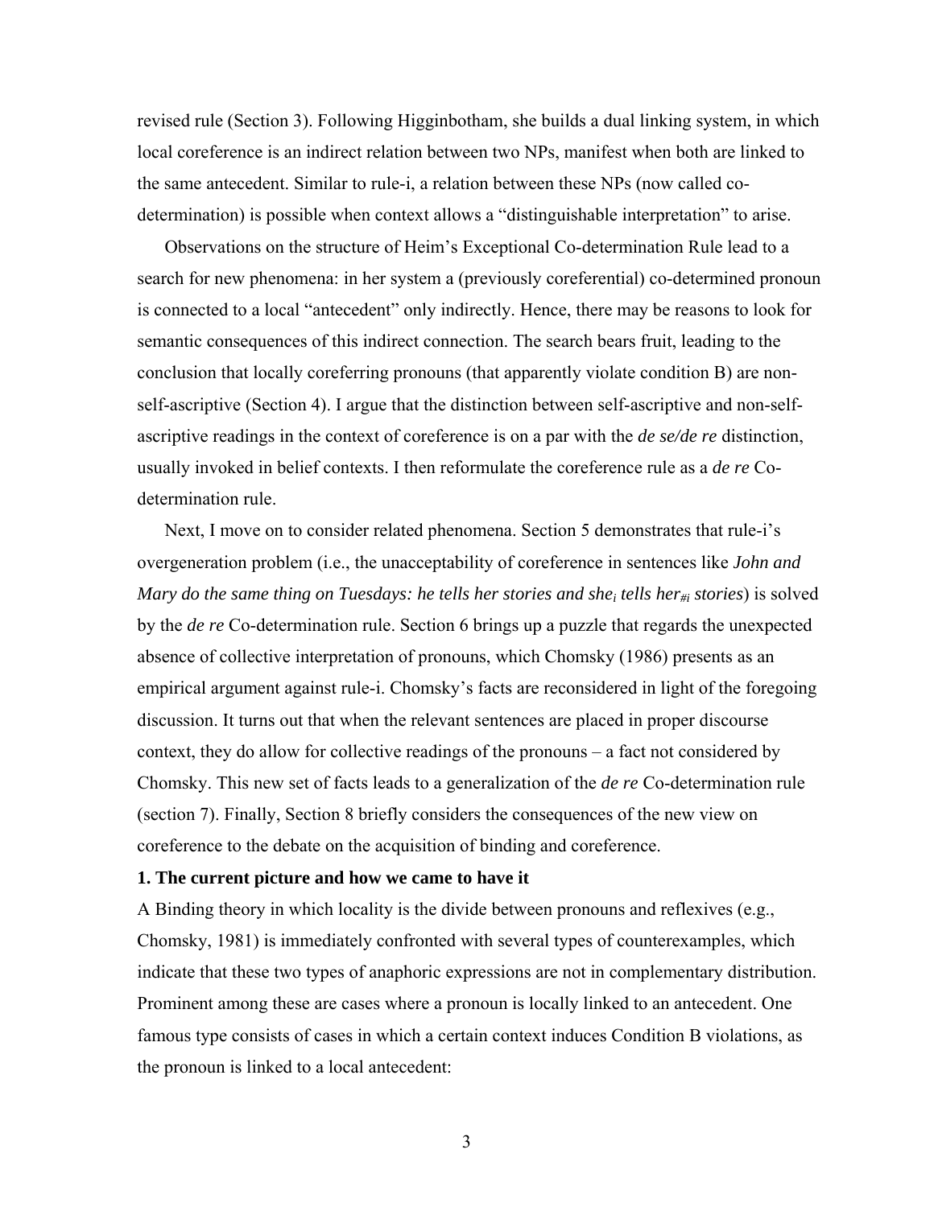revised rule (Section 3). Following Higginbotham, she builds a dual linking system, in which local coreference is an indirect relation between two NPs, manifest when both are linked to the same antecedent. Similar to rule-i, a relation between these NPs (now called co-determination) is possible when context allows a "distinguishable interpretation" to arise.

Observations on the structure of Heim's Exceptional Co-determination Rule lead to a search for new phenomena: in her system a (previously coreferential) co-determined pronoun is connected to a local "antecedent" only indirectly. Hence, there may be reasons to look for semantic consequences of this indirect connection. The search bears fruit, leading to the conclusion that locally coreferring pronouns (that apparently violate condition B) are non-self-ascriptive (Section 4). I argue that the distinction between self-ascriptive and non-self-ascriptive readings in the context of coreference is on a par with the *de se/de re* distinction, usually invoked in belief contexts. I then reformulate the coreference rule as a *de re* Co-determination rule.

Next, I move on to consider related phenomena. Section 5 demonstrates that rule-i's overgeneration problem (i.e., the unacceptability of coreference in sentences like *John and Mary do the same thing on Tuesdays: he tells her stories and she$_i$ tells her$_{\#i}$ stories*) is solved by the *de re* Co-determination rule. Section 6 brings up a puzzle that regards the unexpected absence of collective interpretation of pronouns, which Chomsky (1986) presents as an empirical argument against rule-i. Chomsky's facts are reconsidered in light of the foregoing discussion. It turns out that when the relevant sentences are placed in proper discourse context, they do allow for collective readings of the pronouns – a fact not considered by Chomsky. This new set of facts leads to a generalization of the *de re* Co-determination rule (section 7). Finally, Section 8 briefly considers the consequences of the new view on coreference to the debate on the acquisition of binding and coreference.

## 1. The current picture and how we came to have it

A Binding theory in which locality is the divide between pronouns and reflexives (e.g., Chomsky, 1981) is immediately confronted with several types of counterexamples, which indicate that these two types of anaphoric expressions are not in complementary distribution. Prominent among these are cases where a pronoun is locally linked to an antecedent. One famous type consists of cases in which a certain context induces Condition B violations, as the pronoun is linked to a local antecedent: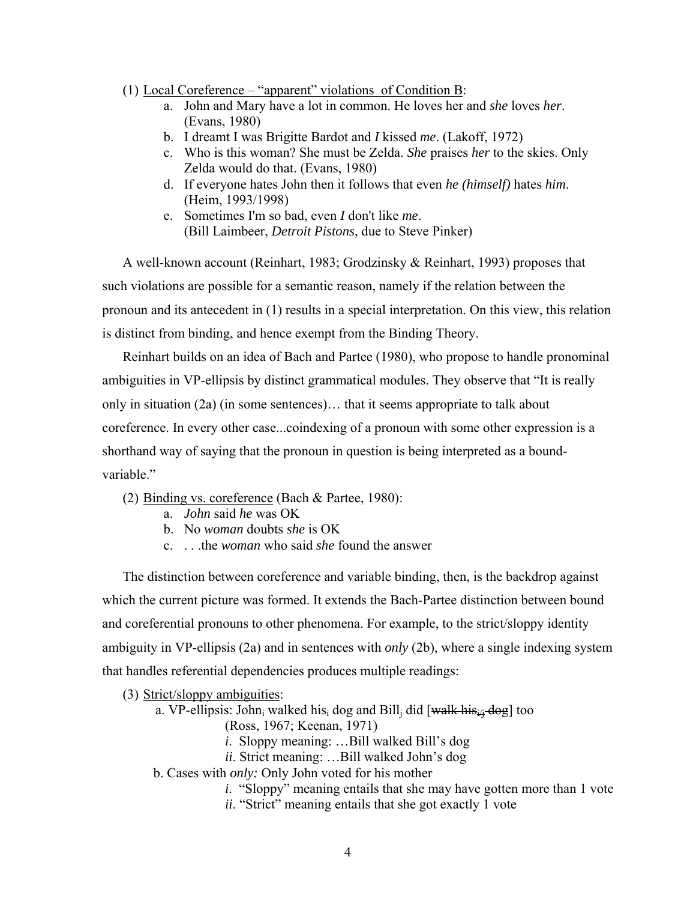(1) Local Coreference – "apparent" violations of Condition B:

a. John and Mary have a lot in common. He loves her and *she* loves *her*. (Evans, 1980)
b. I dreamt I was Brigitte Bardot and *I* kissed *me*. (Lakoff, 1972)
c. Who is this woman? She must be Zelda. *She* praises *her* to the skies. Only Zelda would do that. (Evans, 1980)
d. If everyone hates John then it follows that even *he (himself)* hates *him*. (Heim, 1993/1998)
e. Sometimes I'm so bad, even *I* don't like *me*. (Bill Laimbeer, *Detroit Pistons*, due to Steve Pinker)

A well-known account (Reinhart, 1983; Grodzinsky & Reinhart, 1993) proposes that such violations are possible for a semantic reason, namely if the relation between the pronoun and its antecedent in (1) results in a special interpretation. On this view, this relation is distinct from binding, and hence exempt from the Binding Theory.

Reinhart builds on an idea of Bach and Partee (1980), who propose to handle pronominal ambiguities in VP-ellipsis by distinct grammatical modules. They observe that "It is really only in situation (2a) (in some sentences)… that it seems appropriate to talk about coreference. In every other case...coindexing of a pronoun with some other expression is a shorthand way of saying that the pronoun in question is being interpreted as a bound-variable."

(2) Binding vs. coreference (Bach & Partee, 1980):

a. *John* said *he* was OK
b. No *woman* doubts *she* is OK
c. . . .the *woman* who said *she* found the answer

The distinction between coreference and variable binding, then, is the backdrop against which the current picture was formed. It extends the Bach-Partee distinction between bound and coreferential pronouns to other phenomena. For example, to the strict/sloppy identity ambiguity in VP-ellipsis (2a) and in sentences with *only* (2b), where a single indexing system that handles referential dependencies produces multiple readings:

(3) Strict/sloppy ambiguities:

a. VP-ellipsis: $\text{John}_i$ walked $\text{his}_i$ dog and $\text{Bill}_j$ did [~~walk $\text{his}_{i/j}$ dog~~] too (Ross, 1967; Keenan, 1971)
  *i.* Sloppy meaning: …Bill walked Bill's dog
  *ii.* Strict meaning: …Bill walked John's dog

b. Cases with *only:* Only John voted for his mother
  *i.* "Sloppy" meaning entails that she may have gotten more than 1 vote
  *ii.* "Strict" meaning entails that she got exactly 1 vote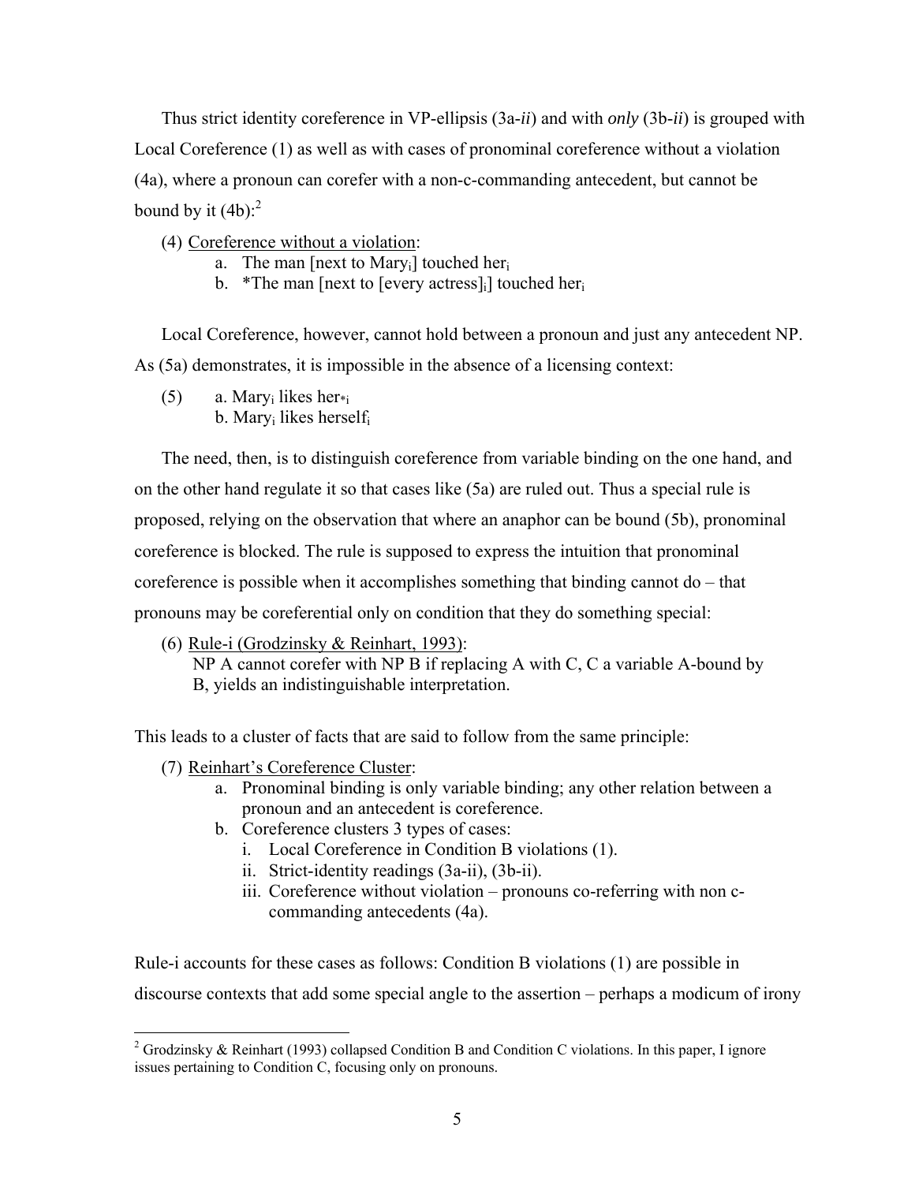Thus strict identity coreference in VP-ellipsis (3a-*ii*) and with *only* (3b-*ii*) is grouped with Local Coreference (1) as well as with cases of pronominal coreference without a violation (4a), where a pronoun can corefer with a non-c-commanding antecedent, but cannot be bound by it (4b):[2]

(4) Coreference without a violation:
  a. The man [next to Mary$_i$] touched her$_i$
  b. *The man [next to [every actress]$_i$] touched her$_i$

Local Coreference, however, cannot hold between a pronoun and just any antecedent NP. As (5a) demonstrates, it is impossible in the absence of a licensing context:

(5) a. Mary$_i$ likes her$_{*i}$
  b. Mary$_i$ likes herself$_i$

The need, then, is to distinguish coreference from variable binding on the one hand, and on the other hand regulate it so that cases like (5a) are ruled out. Thus a special rule is proposed, relying on the observation that where an anaphor can be bound (5b), pronominal coreference is blocked. The rule is supposed to express the intuition that pronominal coreference is possible when it accomplishes something that binding cannot do – that pronouns may be coreferential only on condition that they do something special:

(6) Rule-i (Grodzinsky & Reinhart, 1993):
  NP A cannot corefer with NP B if replacing A with C, C a variable A-bound by B, yields an indistinguishable interpretation.

This leads to a cluster of facts that are said to follow from the same principle:

(7) Reinhart's Coreference Cluster:
  a. Pronominal binding is only variable binding; any other relation between a pronoun and an antecedent is coreference.
  b. Coreference clusters 3 types of cases:
    i. Local Coreference in Condition B violations (1).
    ii. Strict-identity readings (3a-ii), (3b-ii).
    iii. Coreference without violation – pronouns co-referring with non c-commanding antecedents (4a).

Rule-i accounts for these cases as follows: Condition B violations (1) are possible in discourse contexts that add some special angle to the assertion – perhaps a modicum of irony

[2] Grodzinsky & Reinhart (1993) collapsed Condition B and Condition C violations. In this paper, I ignore issues pertaining to Condition C, focusing only on pronouns.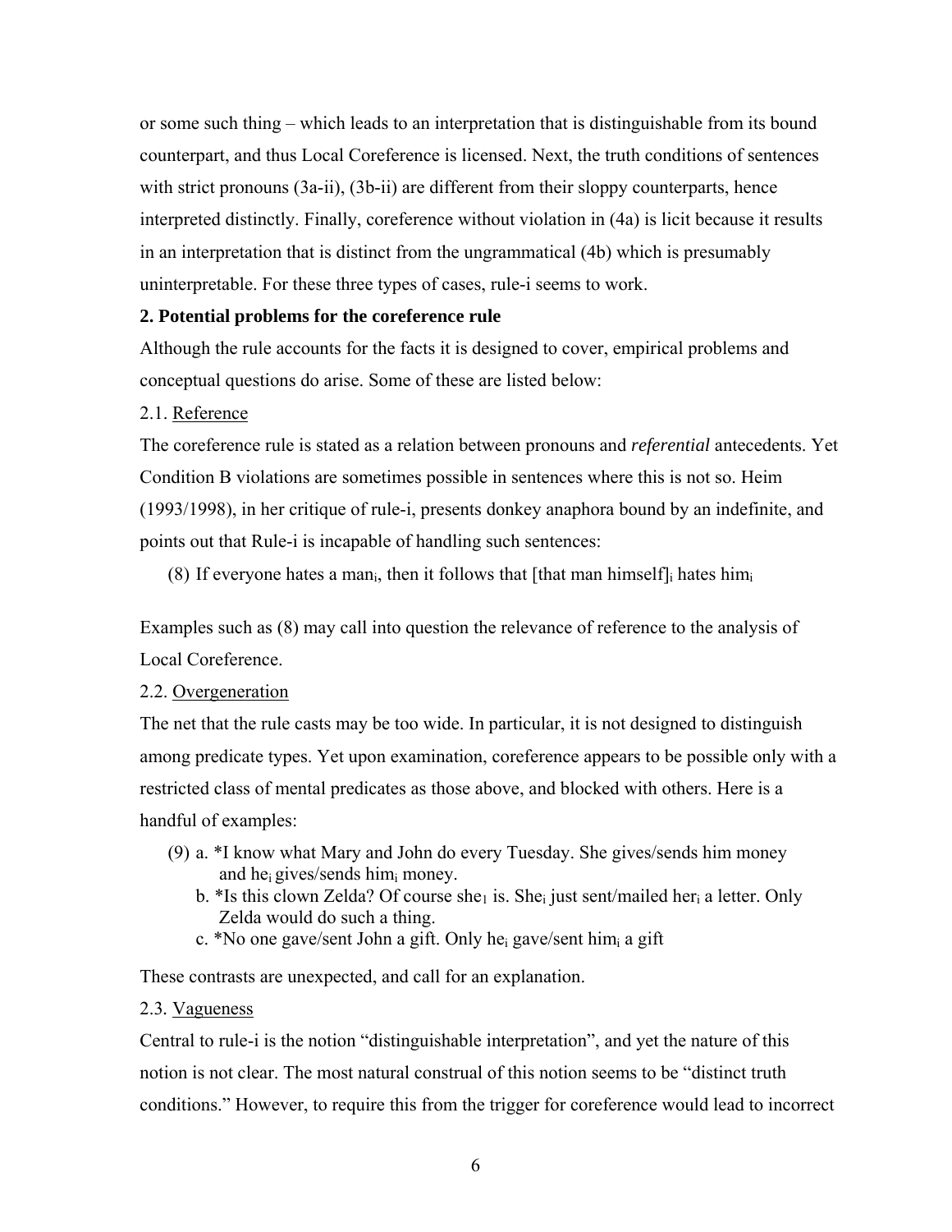or some such thing – which leads to an interpretation that is distinguishable from its bound counterpart, and thus Local Coreference is licensed. Next, the truth conditions of sentences with strict pronouns (3a-ii), (3b-ii) are different from their sloppy counterparts, hence interpreted distinctly. Finally, coreference without violation in (4a) is licit because it results in an interpretation that is distinct from the ungrammatical (4b) which is presumably uninterpretable. For these three types of cases, rule-i seems to work.

**2. Potential problems for the coreference rule**

Although the rule accounts for the facts it is designed to cover, empirical problems and conceptual questions do arise. Some of these are listed below:

2.1. Reference

The coreference rule is stated as a relation between pronouns and *referential* antecedents. Yet Condition B violations are sometimes possible in sentences where this is not so. Heim (1993/1998), in her critique of rule-i, presents donkey anaphora bound by an indefinite, and points out that Rule-i is incapable of handling such sentences:

(8) If everyone hates a man$_i$, then it follows that [that man himself]$_i$ hates him$_i$

Examples such as (8) may call into question the relevance of reference to the analysis of Local Coreference.

2.2. Overgeneration

The net that the rule casts may be too wide. In particular, it is not designed to distinguish among predicate types. Yet upon examination, coreference appears to be possible only with a restricted class of mental predicates as those above, and blocked with others. Here is a handful of examples:

(9) a. *I know what Mary and John do every Tuesday. She gives/sends him money and he$_i$ gives/sends him$_i$ money.
    b. *Is this clown Zelda? Of course she$_1$ is. She$_i$ just sent/mailed her$_i$ a letter. Only Zelda would do such a thing.
    c. *No one gave/sent John a gift. Only he$_i$ gave/sent him$_i$ a gift

These contrasts are unexpected, and call for an explanation.

2.3. Vagueness

Central to rule-i is the notion "distinguishable interpretation", and yet the nature of this notion is not clear. The most natural construal of this notion seems to be "distinct truth conditions." However, to require this from the trigger for coreference would lead to incorrect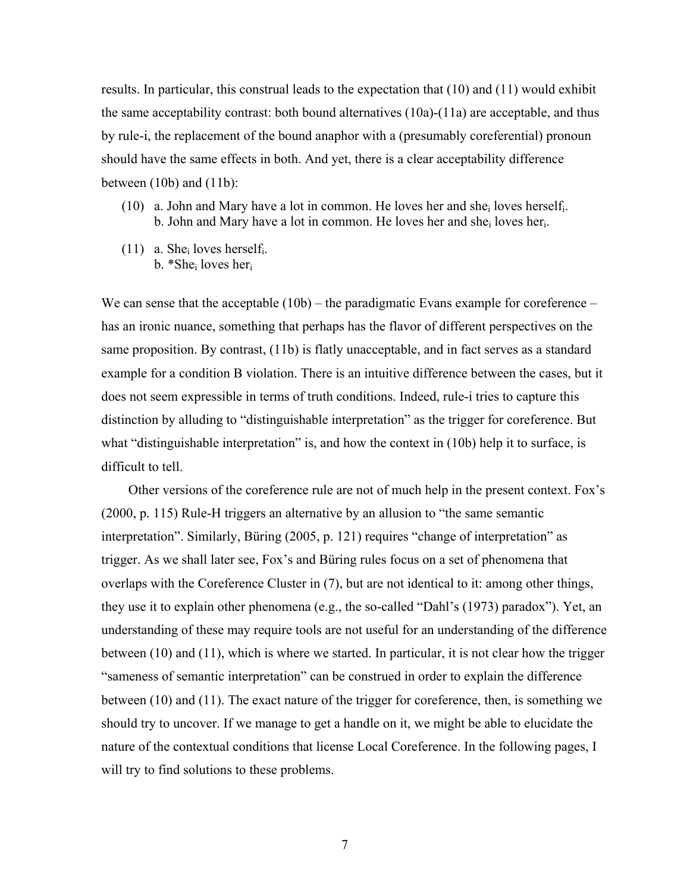results. In particular, this construal leads to the expectation that (10) and (11) would exhibit the same acceptability contrast: both bound alternatives (10a)-(11a) are acceptable, and thus by rule-i, the replacement of the bound anaphor with a (presumably coreferential) pronoun should have the same effects in both. And yet, there is a clear acceptability difference between (10b) and (11b):

(10) a. John and Mary have a lot in common. He loves her and she$_i$ loves herself$_i$.
 b. John and Mary have a lot in common. He loves her and she$_i$ loves her$_i$.

(11) a. She$_i$ loves herself$_i$.
 b. *She$_i$ loves her$_i$

We can sense that the acceptable (10b) – the paradigmatic Evans example for coreference – has an ironic nuance, something that perhaps has the flavor of different perspectives on the same proposition. By contrast, (11b) is flatly unacceptable, and in fact serves as a standard example for a condition B violation. There is an intuitive difference between the cases, but it does not seem expressible in terms of truth conditions. Indeed, rule-i tries to capture this distinction by alluding to "distinguishable interpretation" as the trigger for coreference. But what "distinguishable interpretation" is, and how the context in (10b) help it to surface, is difficult to tell.

Other versions of the coreference rule are not of much help in the present context. Fox's (2000, p. 115) Rule-H triggers an alternative by an allusion to "the same semantic interpretation". Similarly, Büring (2005, p. 121) requires "change of interpretation" as trigger. As we shall later see, Fox's and Büring rules focus on a set of phenomena that overlaps with the Coreference Cluster in (7), but are not identical to it: among other things, they use it to explain other phenomena (e.g., the so-called "Dahl's (1973) paradox"). Yet, an understanding of these may require tools are not useful for an understanding of the difference between (10) and (11), which is where we started. In particular, it is not clear how the trigger "sameness of semantic interpretation" can be construed in order to explain the difference between (10) and (11). The exact nature of the trigger for coreference, then, is something we should try to uncover. If we manage to get a handle on it, we might be able to elucidate the nature of the contextual conditions that license Local Coreference. In the following pages, I will try to find solutions to these problems.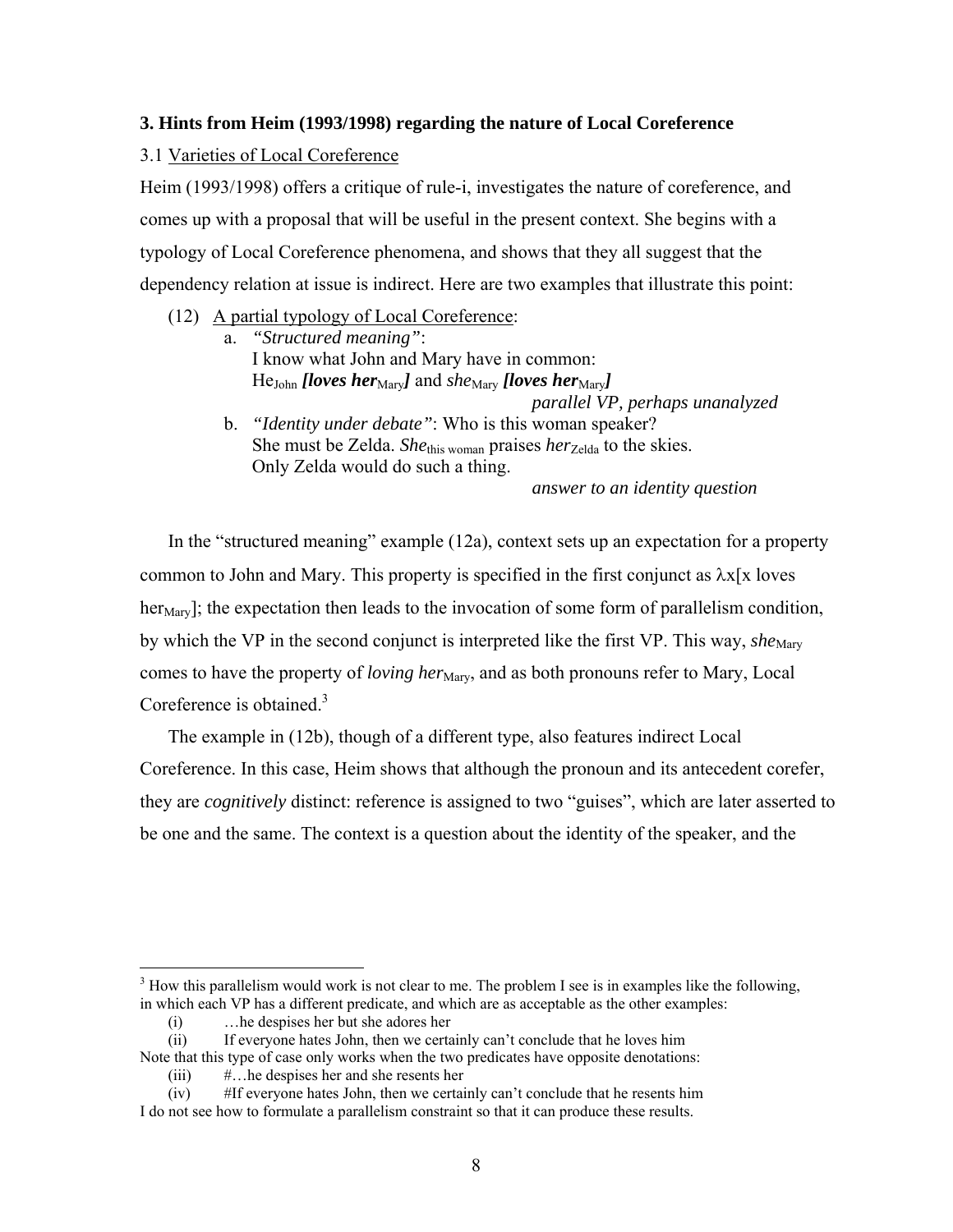### 3. Hints from Heim (1993/1998) regarding the nature of Local Coreference

3.1 Varieties of Local Coreference

Heim (1993/1998) offers a critique of rule-i, investigates the nature of coreference, and comes up with a proposal that will be useful in the present context. She begins with a typology of Local Coreference phenomena, and shows that they all suggest that the dependency relation at issue is indirect. Here are two examples that illustrate this point:

(12) A partial typology of Local Coreference:

a. *"Structured meaning"*:
   I know what John and Mary have in common:
   He$_{\text{John}}$ ***[loves her***$_{\text{Mary}}$***]*** and *she*$_{\text{Mary}}$ ***[loves her***$_{\text{Mary}}$***]***
   *parallel VP, perhaps unanalyzed*

b. *"Identity under debate"*: Who is this woman speaker?
   She must be Zelda. *She*$_{\text{this woman}}$ praises *her*$_{\text{Zelda}}$ to the skies.
   Only Zelda would do such a thing.
   *answer to an identity question*

In the "structured meaning" example (12a), context sets up an expectation for a property common to John and Mary. This property is specified in the first conjunct as λx[x loves her$_{\text{Mary}}$]; the expectation then leads to the invocation of some form of parallelism condition, by which the VP in the second conjunct is interpreted like the first VP. This way, *she*$_{\text{Mary}}$ comes to have the property of *loving her*$_{\text{Mary}}$, and as both pronouns refer to Mary, Local Coreference is obtained.[3]

The example in (12b), though of a different type, also features indirect Local Coreference. In this case, Heim shows that although the pronoun and its antecedent corefer, they are *cognitively* distinct: reference is assigned to two "guises", which are later asserted to be one and the same. The context is a question about the identity of the speaker, and the

---

[3] How this parallelism would work is not clear to me. The problem I see is in examples like the following, in which each VP has a different predicate, and which are as acceptable as the other examples:

(i) …he despises her but she adores her

(ii) If everyone hates John, then we certainly can't conclude that he loves him

Note that this type of case only works when the two predicates have opposite denotations:

(iii) #…he despises her and she resents her

(iv) #If everyone hates John, then we certainly can't conclude that he resents him

I do not see how to formulate a parallelism constraint so that it can produce these results.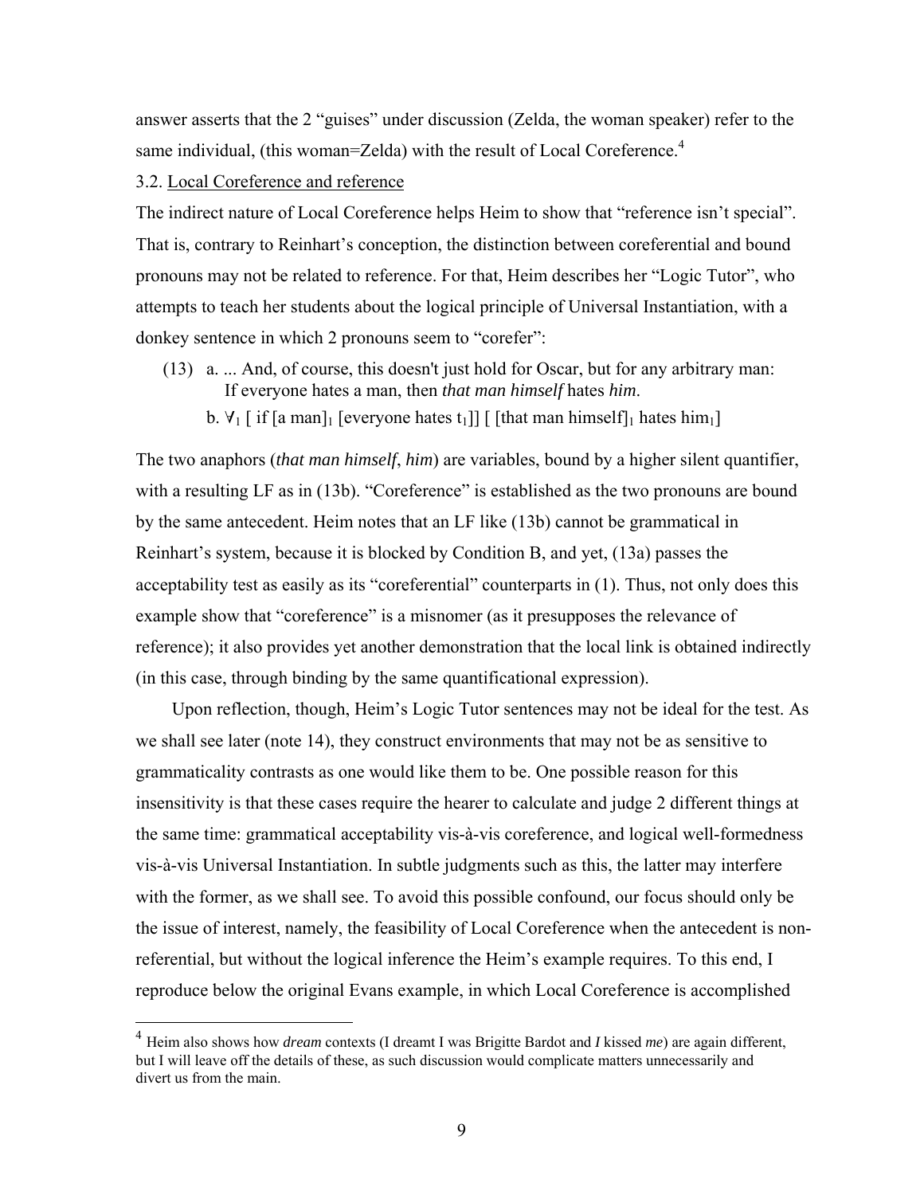answer asserts that the 2 "guises" under discussion (Zelda, the woman speaker) refer to the same individual, (this woman=Zelda) with the result of Local Coreference.[4]

3.2. Local Coreference and reference

The indirect nature of Local Coreference helps Heim to show that "reference isn't special". That is, contrary to Reinhart's conception, the distinction between coreferential and bound pronouns may not be related to reference. For that, Heim describes her "Logic Tutor", who attempts to teach her students about the logical principle of Universal Instantiation, with a donkey sentence in which 2 pronouns seem to "corefer":

(13) a. ... And, of course, this doesn't just hold for Oscar, but for any arbitrary man: If everyone hates a man, then *that man himself* hates *him*.

b. $\forall_1$ [ if [a man]$_1$ [everyone hates t$_1$]] [ [that man himself]$_1$ hates him$_1$]

The two anaphors (*that man himself*, *him*) are variables, bound by a higher silent quantifier, with a resulting LF as in (13b). "Coreference" is established as the two pronouns are bound by the same antecedent. Heim notes that an LF like (13b) cannot be grammatical in Reinhart's system, because it is blocked by Condition B, and yet, (13a) passes the acceptability test as easily as its "coreferential" counterparts in (1). Thus, not only does this example show that "coreference" is a misnomer (as it presupposes the relevance of reference); it also provides yet another demonstration that the local link is obtained indirectly (in this case, through binding by the same quantificational expression).

Upon reflection, though, Heim's Logic Tutor sentences may not be ideal for the test. As we shall see later (note 14), they construct environments that may not be as sensitive to grammaticality contrasts as one would like them to be. One possible reason for this insensitivity is that these cases require the hearer to calculate and judge 2 different things at the same time: grammatical acceptability vis-à-vis coreference, and logical well-formedness vis-à-vis Universal Instantiation. In subtle judgments such as this, the latter may interfere with the former, as we shall see. To avoid this possible confound, our focus should only be the issue of interest, namely, the feasibility of Local Coreference when the antecedent is non-referential, but without the logical inference the Heim's example requires. To this end, I reproduce below the original Evans example, in which Local Coreference is accomplished

[4] Heim also shows how *dream* contexts (I dreamt I was Brigitte Bardot and *I* kissed *me*) are again different, but I will leave off the details of these, as such discussion would complicate matters unnecessarily and divert us from the main.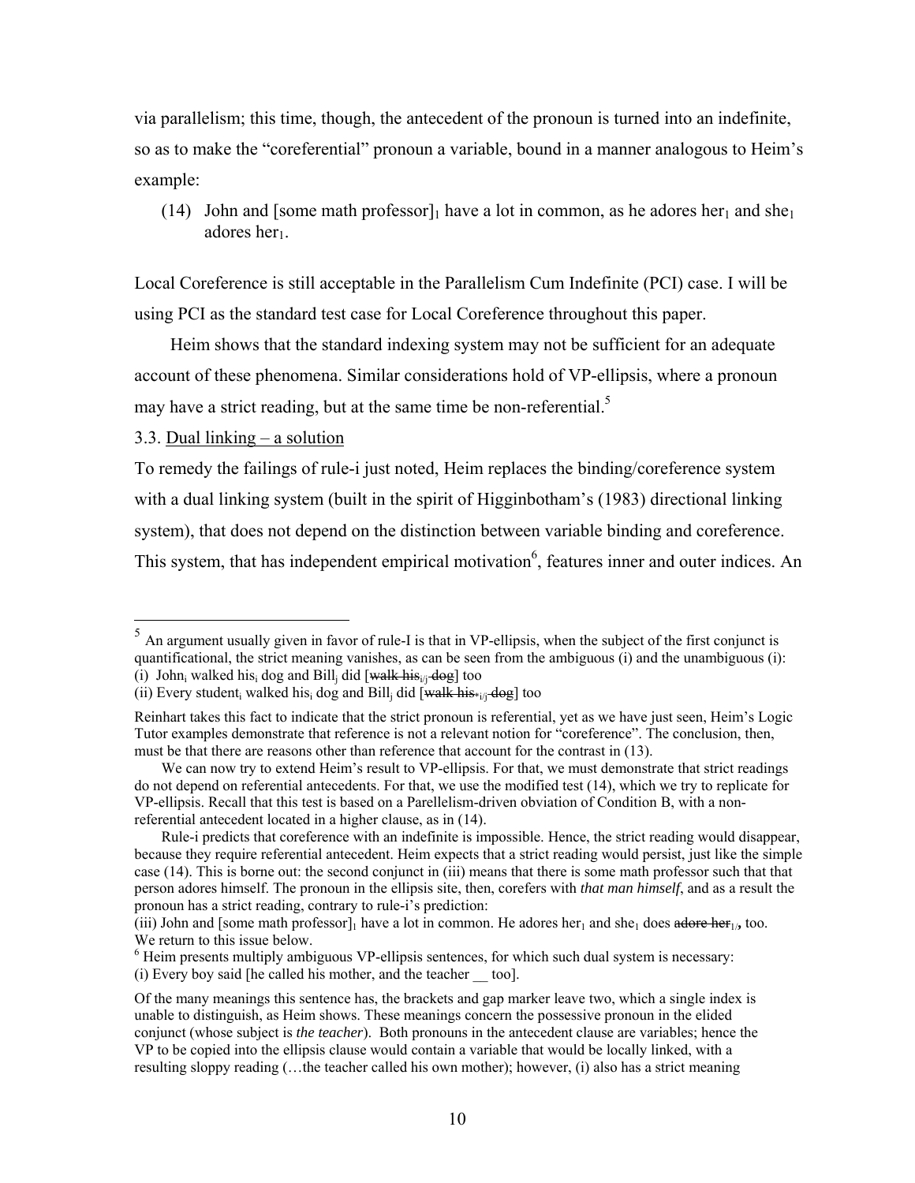via parallelism; this time, though, the antecedent of the pronoun is turned into an indefinite, so as to make the "coreferential" pronoun a variable, bound in a manner analogous to Heim's example:

(14) John and [some math professor]$_1$ have a lot in common, as he adores her$_1$ and she$_1$ adores her$_1$.

Local Coreference is still acceptable in the Parallelism Cum Indefinite (PCI) case. I will be using PCI as the standard test case for Local Coreference throughout this paper.

Heim shows that the standard indexing system may not be sufficient for an adequate account of these phenomena. Similar considerations hold of VP-ellipsis, where a pronoun may have a strict reading, but at the same time be non-referential.[5]

3.3. Dual linking – a solution

To remedy the failings of rule-i just noted, Heim replaces the binding/coreference system with a dual linking system (built in the spirit of Higginbotham's (1983) directional linking system), that does not depend on the distinction between variable binding and coreference. This system, that has independent empirical motivation[6], features inner and outer indices. An

---

[5] An argument usually given in favor of rule-I is that in VP-ellipsis, when the subject of the first conjunct is quantificational, the strict meaning vanishes, as can be seen from the ambiguous (i) and the unambiguous (i):
(i) John$_i$ walked his$_i$ dog and Bill$_j$ did [~~walk his~~$_{i/j}$ ~~dog~~] too
(ii) Every student$_i$ walked his$_i$ dog and Bill$_j$ did [~~walk his~~$_{*i/j}$ ~~dog~~] too

Reinhart takes this fact to indicate that the strict pronoun is referential, yet as we have just seen, Heim's Logic Tutor examples demonstrate that reference is not a relevant notion for "coreference". The conclusion, then, must be that there are reasons other than reference that account for the contrast in (13).

We can now try to extend Heim's result to VP-ellipsis. For that, we must demonstrate that strict readings do not depend on referential antecedents. For that, we use the modified test (14), which we try to replicate for VP-ellipsis. Recall that this test is based on a Parellelism-driven obviation of Condition B, with a non-referential antecedent located in a higher clause, as in (14).

Rule-i predicts that coreference with an indefinite is impossible. Hence, the strict reading would disappear, because they require referential antecedent. Heim expects that a strict reading would persist, just like the simple case (14). This is borne out: the second conjunct in (iii) means that there is some math professor such that that person adores himself. The pronoun in the ellipsis site, then, corefers with *that man himself*, and as a result the pronoun has a strict reading, contrary to rule-i's prediction:
(iii) John and [some math professor]$_1$ have a lot in common. He adores her$_1$ and she$_1$ does ~~adore her~~$_{1/}$, too.
We return to this issue below.

[6] Heim presents multiply ambiguous VP-ellipsis sentences, for which such dual system is necessary:
(i) Every boy said [he called his mother, and the teacher __ too].

Of the many meanings this sentence has, the brackets and gap marker leave two, which a single index is unable to distinguish, as Heim shows. These meanings concern the possessive pronoun in the elided conjunct (whose subject is *the teacher*). Both pronouns in the antecedent clause are variables; hence the VP to be copied into the ellipsis clause would contain a variable that would be locally linked, with a resulting sloppy reading (…the teacher called his own mother); however, (i) also has a strict meaning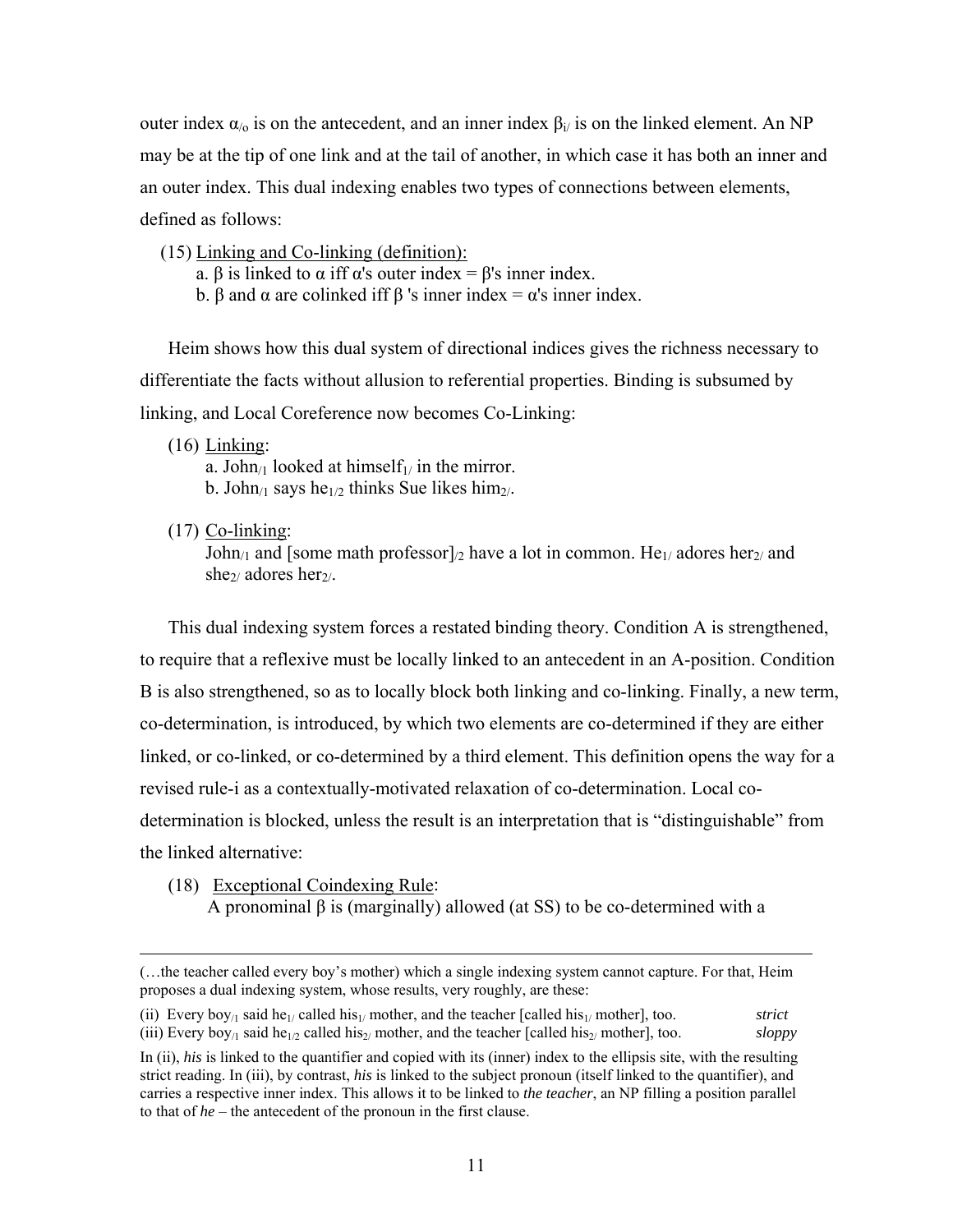outer index $\alpha_{/o}$ is on the antecedent, and an inner index $\beta_{i/}$ is on the linked element. An NP may be at the tip of one link and at the tail of another, in which case it has both an inner and an outer index. This dual indexing enables two types of connections between elements, defined as follows:

(15) Linking and Co-linking (definition):
  a. β is linked to α iff α's outer index = β's inner index.
  b. β and α are colinked iff β 's inner index = α's inner index.

Heim shows how this dual system of directional indices gives the richness necessary to differentiate the facts without allusion to referential properties. Binding is subsumed by linking, and Local Coreference now becomes Co-Linking:

(16) Linking:
  a. John$_{/1}$ looked at himself$_{1/}$ in the mirror.
  b. John$_{/1}$ says he$_{1/2}$ thinks Sue likes him$_{2/}$.

(17) Co-linking:
  John$_{/1}$ and [some math professor]$_{/2}$ have a lot in common. He$_{1/}$ adores her$_{2/}$ and she$_{2/}$ adores her$_{2/}$.

This dual indexing system forces a restated binding theory. Condition A is strengthened, to require that a reflexive must be locally linked to an antecedent in an A-position. Condition B is also strengthened, so as to locally block both linking and co-linking. Finally, a new term, co-determination, is introduced, by which two elements are co-determined if they are either linked, or co-linked, or co-determined by a third element. This definition opens the way for a revised rule-i as a contextually-motivated relaxation of co-determination. Local co-determination is blocked, unless the result is an interpretation that is "distinguishable" from the linked alternative:

(18) Exceptional Coindexing Rule:
  A pronominal β is (marginally) allowed (at SS) to be co-determined with a

---

(…the teacher called every boy's mother) which a single indexing system cannot capture. For that, Heim proposes a dual indexing system, whose results, very roughly, are these:

(ii) Every boy$_{/1}$ said he$_{1/}$ called his$_{1/}$ mother, and the teacher [called his$_{1/}$ mother], too. *strict*
(iii) Every boy$_{/1}$ said he$_{1/2}$ called his$_{2/}$ mother, and the teacher [called his$_{2/}$ mother], too. *sloppy*

In (ii), *his* is linked to the quantifier and copied with its (inner) index to the ellipsis site, with the resulting strict reading. In (iii), by contrast, *his* is linked to the subject pronoun (itself linked to the quantifier), and carries a respective inner index. This allows it to be linked to *the teacher*, an NP filling a position parallel to that of *he* – the antecedent of the pronoun in the first clause.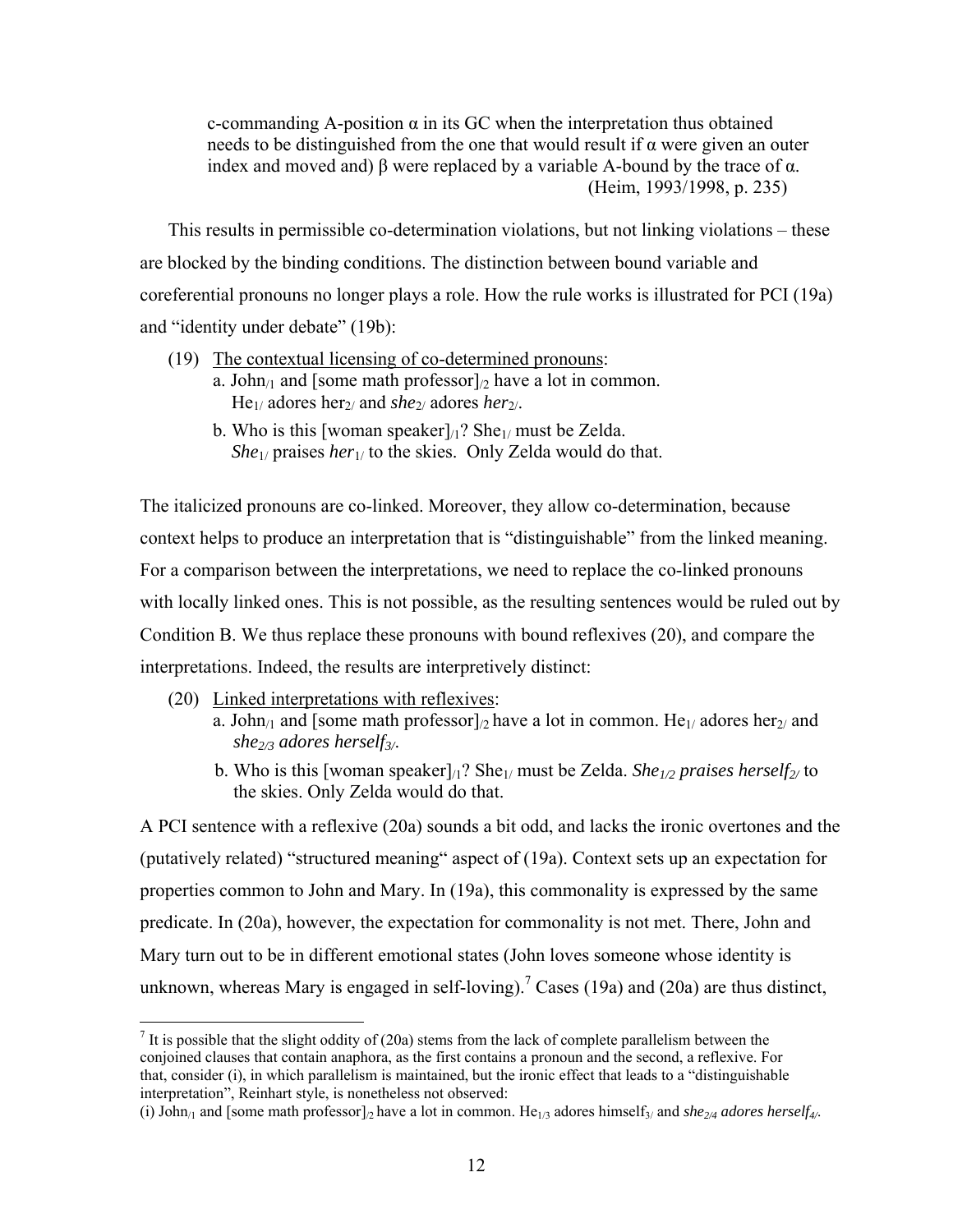c-commanding A-position α in its GC when the interpretation thus obtained needs to be distinguished from the one that would result if α were given an outer index and moved and) β were replaced by a variable A-bound by the trace of α.
(Heim, 1993/1998, p. 235)

This results in permissible co-determination violations, but not linking violations – these are blocked by the binding conditions. The distinction between bound variable and coreferential pronouns no longer plays a role. How the rule works is illustrated for PCI (19a) and "identity under debate" (19b):

(19) The contextual licensing of co-determined pronouns:
a. John$_{/1}$ and [some math professor]$_{/2}$ have a lot in common. He$_{1/}$ adores her$_{2/}$ and *she*$_{2/}$ adores *her*$_{2/}$.
b. Who is this [woman speaker]$_{/1}$? She$_{1/}$ must be Zelda. *She*$_{1/}$ praises *her*$_{1/}$ to the skies. Only Zelda would do that.

The italicized pronouns are co-linked. Moreover, they allow co-determination, because context helps to produce an interpretation that is "distinguishable" from the linked meaning. For a comparison between the interpretations, we need to replace the co-linked pronouns with locally linked ones. This is not possible, as the resulting sentences would be ruled out by Condition B. We thus replace these pronouns with bound reflexives (20), and compare the interpretations. Indeed, the results are interpretively distinct:

(20) Linked interpretations with reflexives:
a. John$_{/1}$ and [some math professor]$_{/2}$ have a lot in common. He$_{1/}$ adores her$_{2/}$ and *she*$_{2/3}$ *adores herself*$_{3/}$.
b. Who is this [woman speaker]$_{/1}$? She$_{1/}$ must be Zelda. *She*$_{1/2}$ *praises herself*$_{2/}$ to the skies. Only Zelda would do that.

A PCI sentence with a reflexive (20a) sounds a bit odd, and lacks the ironic overtones and the (putatively related) "structured meaning" aspect of (19a). Context sets up an expectation for properties common to John and Mary. In (19a), this commonality is expressed by the same predicate. In (20a), however, the expectation for commonality is not met. There, John and Mary turn out to be in different emotional states (John loves someone whose identity is unknown, whereas Mary is engaged in self-loving).[7] Cases (19a) and (20a) are thus distinct,

[7] It is possible that the slight oddity of (20a) stems from the lack of complete parallelism between the conjoined clauses that contain anaphora, as the first contains a pronoun and the second, a reflexive. For that, consider (i), in which parallelism is maintained, but the ironic effect that leads to a "distinguishable interpretation", Reinhart style, is nonetheless not observed:
(i) John$_{/1}$ and [some math professor]$_{/2}$ have a lot in common. He$_{1/3}$ adores himself$_{3/}$ and *she*$_{2/4}$ *adores herself*$_{4/}$.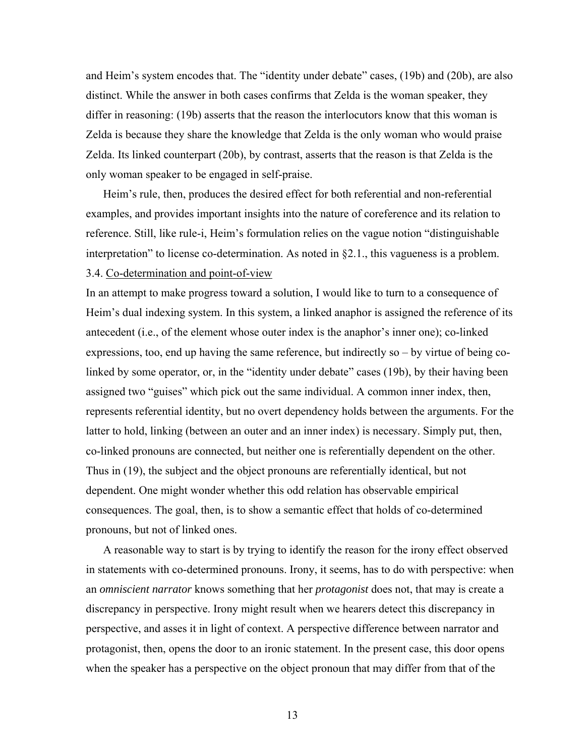and Heim's system encodes that. The "identity under debate" cases, (19b) and (20b), are also distinct. While the answer in both cases confirms that Zelda is the woman speaker, they differ in reasoning: (19b) asserts that the reason the interlocutors know that this woman is Zelda is because they share the knowledge that Zelda is the only woman who would praise Zelda. Its linked counterpart (20b), by contrast, asserts that the reason is that Zelda is the only woman speaker to be engaged in self-praise.

Heim's rule, then, produces the desired effect for both referential and non-referential examples, and provides important insights into the nature of coreference and its relation to reference. Still, like rule-i, Heim's formulation relies on the vague notion "distinguishable interpretation" to license co-determination. As noted in §2.1., this vagueness is a problem.

### 3.4. Co-determination and point-of-view

In an attempt to make progress toward a solution, I would like to turn to a consequence of Heim's dual indexing system. In this system, a linked anaphor is assigned the reference of its antecedent (i.e., of the element whose outer index is the anaphor's inner one); co-linked expressions, too, end up having the same reference, but indirectly so – by virtue of being co-linked by some operator, or, in the "identity under debate" cases (19b), by their having been assigned two "guises" which pick out the same individual. A common inner index, then, represents referential identity, but no overt dependency holds between the arguments. For the latter to hold, linking (between an outer and an inner index) is necessary. Simply put, then, co-linked pronouns are connected, but neither one is referentially dependent on the other. Thus in (19), the subject and the object pronouns are referentially identical, but not dependent. One might wonder whether this odd relation has observable empirical consequences. The goal, then, is to show a semantic effect that holds of co-determined pronouns, but not of linked ones.

A reasonable way to start is by trying to identify the reason for the irony effect observed in statements with co-determined pronouns. Irony, it seems, has to do with perspective: when an *omniscient narrator* knows something that her *protagonist* does not, that may is create a discrepancy in perspective. Irony might result when we hearers detect this discrepancy in perspective, and asses it in light of context. A perspective difference between narrator and protagonist, then, opens the door to an ironic statement. In the present case, this door opens when the speaker has a perspective on the object pronoun that may differ from that of the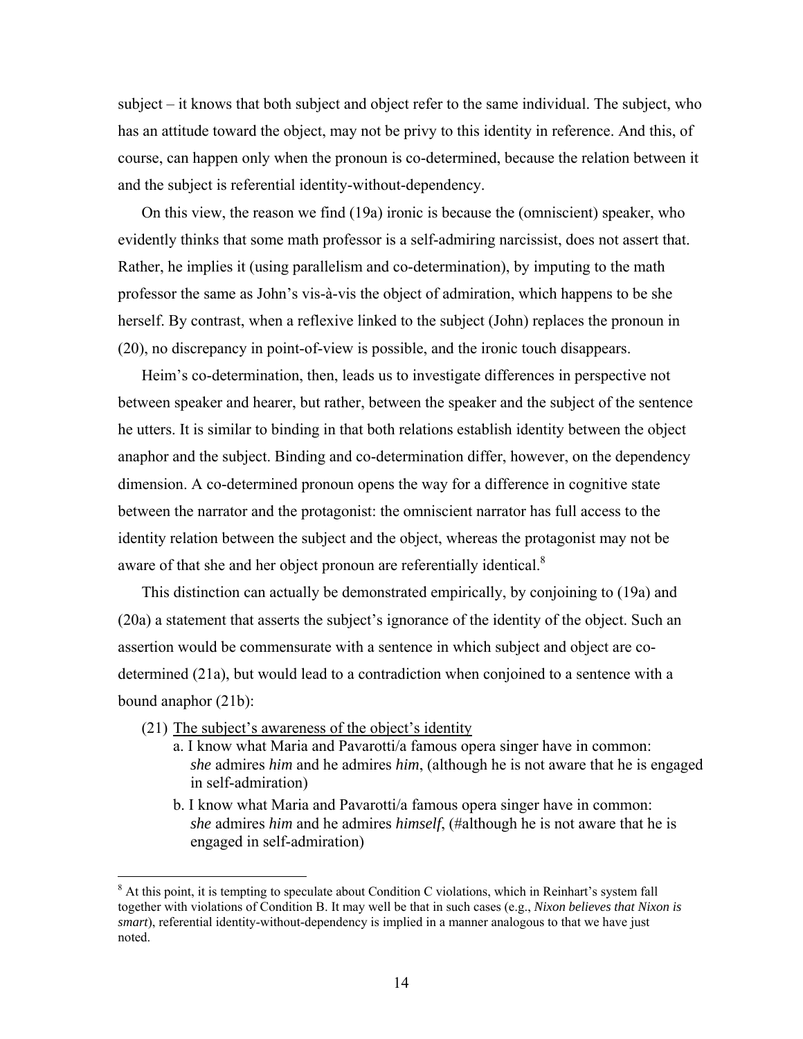subject – it knows that both subject and object refer to the same individual. The subject, who has an attitude toward the object, may not be privy to this identity in reference. And this, of course, can happen only when the pronoun is co-determined, because the relation between it and the subject is referential identity-without-dependency.

On this view, the reason we find (19a) ironic is because the (omniscient) speaker, who evidently thinks that some math professor is a self-admiring narcissist, does not assert that. Rather, he implies it (using parallelism and co-determination), by imputing to the math professor the same as John's vis-à-vis the object of admiration, which happens to be she herself. By contrast, when a reflexive linked to the subject (John) replaces the pronoun in (20), no discrepancy in point-of-view is possible, and the ironic touch disappears.

Heim's co-determination, then, leads us to investigate differences in perspective not between speaker and hearer, but rather, between the speaker and the subject of the sentence he utters. It is similar to binding in that both relations establish identity between the object anaphor and the subject. Binding and co-determination differ, however, on the dependency dimension. A co-determined pronoun opens the way for a difference in cognitive state between the narrator and the protagonist: the omniscient narrator has full access to the identity relation between the subject and the object, whereas the protagonist may not be aware of that she and her object pronoun are referentially identical.[8]

This distinction can actually be demonstrated empirically, by conjoining to (19a) and (20a) a statement that asserts the subject's ignorance of the identity of the object. Such an assertion would be commensurate with a sentence in which subject and object are co-determined (21a), but would lead to a contradiction when conjoined to a sentence with a bound anaphor (21b):

(21) <u>The subject's awareness of the object's identity</u>

a. I know what Maria and Pavarotti/a famous opera singer have in common: *she* admires *him* and he admires *him*, (although he is not aware that he is engaged in self-admiration)

b. I know what Maria and Pavarotti/a famous opera singer have in common: *she* admires *him* and he admires *himself*, (#although he is not aware that he is engaged in self-admiration)

---

[8] At this point, it is tempting to speculate about Condition C violations, which in Reinhart's system fall together with violations of Condition B. It may well be that in such cases (e.g., *Nixon believes that Nixon is smart*), referential identity-without-dependency is implied in a manner analogous to that we have just noted.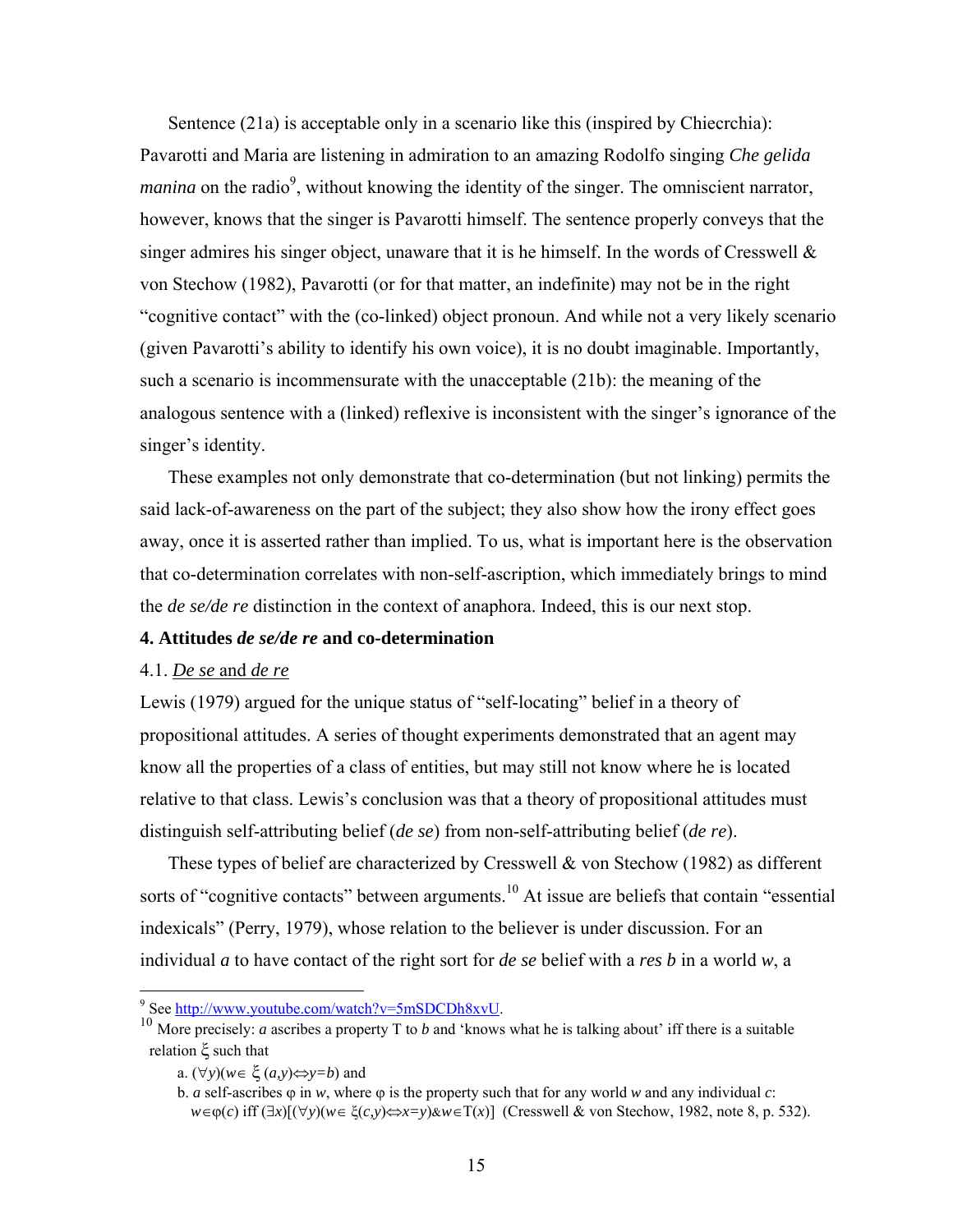Sentence (21a) is acceptable only in a scenario like this (inspired by Chiecrchia): Pavarotti and Maria are listening in admiration to an amazing Rodolfo singing *Che gelida manina* on the radio[9], without knowing the identity of the singer. The omniscient narrator, however, knows that the singer is Pavarotti himself. The sentence properly conveys that the singer admires his singer object, unaware that it is he himself. In the words of Cresswell & von Stechow (1982), Pavarotti (or for that matter, an indefinite) may not be in the right "cognitive contact" with the (co-linked) object pronoun. And while not a very likely scenario (given Pavarotti's ability to identify his own voice), it is no doubt imaginable. Importantly, such a scenario is incommensurate with the unacceptable (21b): the meaning of the analogous sentence with a (linked) reflexive is inconsistent with the singer's ignorance of the singer's identity.

These examples not only demonstrate that co-determination (but not linking) permits the said lack-of-awareness on the part of the subject; they also show how the irony effect goes away, once it is asserted rather than implied. To us, what is important here is the observation that co-determination correlates with non-self-ascription, which immediately brings to mind the *de se/de re* distinction in the context of anaphora. Indeed, this is our next stop.

## 4. Attitudes *de se/de re* and co-determination

### 4.1. *De se* and *de re*

Lewis (1979) argued for the unique status of "self-locating" belief in a theory of propositional attitudes. A series of thought experiments demonstrated that an agent may know all the properties of a class of entities, but may still not know where he is located relative to that class. Lewis's conclusion was that a theory of propositional attitudes must distinguish self-attributing belief (*de se*) from non-self-attributing belief (*de re*).

These types of belief are characterized by Cresswell & von Stechow (1982) as different sorts of "cognitive contacts" between arguments.[10] At issue are beliefs that contain "essential indexicals" (Perry, 1979), whose relation to the believer is under discussion. For an individual *a* to have contact of the right sort for *de se* belief with a *res b* in a world *w*, a

---

[9] See http://www.youtube.com/watch?v=5mSDCDh8xvU.

[10] More precisely: *a* ascribes a property T to *b* and 'knows what he is talking about' iff there is a suitable relation $\xi$ such that

a. $(\forall y)(w \in \xi(a,y) \Leftrightarrow y=b)$ and

b. *a* self-ascribes $\varphi$ in *w*, where $\varphi$ is the property such that for any world *w* and any individual *c*: $w \in \varphi(c)$ iff $(\exists x)[(\forall y)(w \in \xi(c,y) \Leftrightarrow x=y) \& w \in \mathrm{T}(x)]$ (Cresswell & von Stechow, 1982, note 8, p. 532).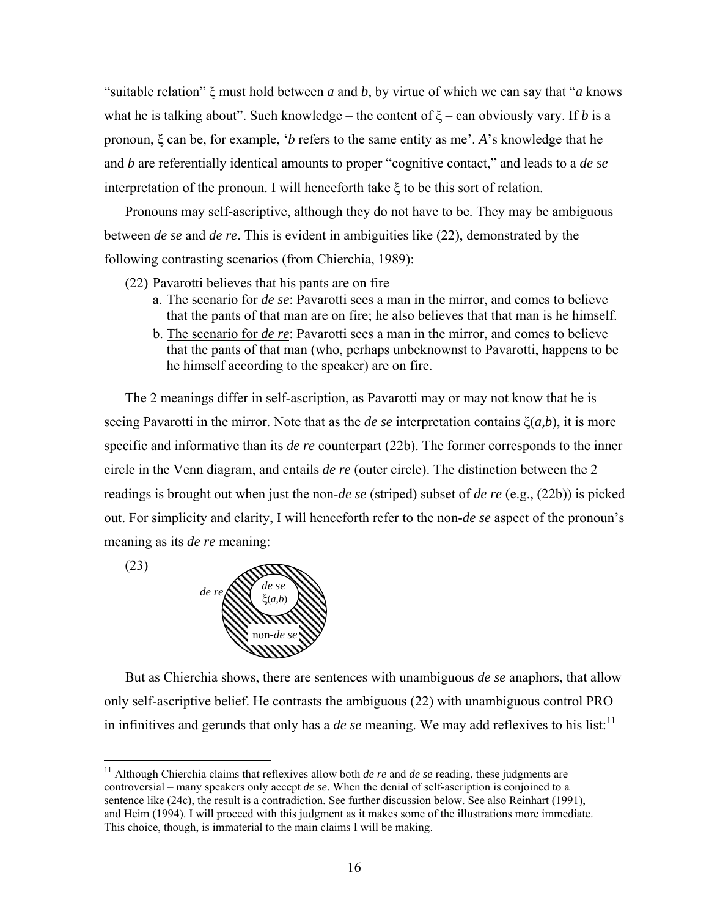"suitable relation" ξ must hold between ***a*** and ***b***, by virtue of which we can say that "***a*** knows what he is talking about". Such knowledge – the content of ξ – can obviously vary. If ***b*** is a pronoun, ξ can be, for example, '***b*** refers to the same entity as me'. ***A***'s knowledge that he and ***b*** are referentially identical amounts to proper "cognitive contact," and leads to a *de se* interpretation of the pronoun. I will henceforth take ξ to be this sort of relation.

Pronouns may self-ascriptive, although they do not have to be. They may be ambiguous between *de se* and *de re*. This is evident in ambiguities like (22), demonstrated by the following contrasting scenarios (from Chierchia, 1989):

(22) Pavarotti believes that his pants are on fire
  a. The scenario for *de se*: Pavarotti sees a man in the mirror, and comes to believe that the pants of that man are on fire; he also believes that that man is he himself.
  b. The scenario for *de re*: Pavarotti sees a man in the mirror, and comes to believe that the pants of that man (who, perhaps unbeknownst to Pavarotti, happens to be he himself according to the speaker) are on fire.

The 2 meanings differ in self-ascription, as Pavarotti may or may not know that he is seeing Pavarotti in the mirror. Note that as the *de se* interpretation contains ξ(*a*,*b*), it is more specific and informative than its *de re* counterpart (22b). The former corresponds to the inner circle in the Venn diagram, and entails *de re* (outer circle). The distinction between the 2 readings is brought out when just the non-*de se* (striped) subset of *de re* (e.g., (22b)) is picked out. For simplicity and clarity, I will henceforth refer to the non-*de se* aspect of the pronoun's meaning as its *de re* meaning:

(23) [Venn diagram: outer circle *de re*, striped region non-*de se*, inner circle *de se* ξ(*a*,*b*)]

But as Chierchia shows, there are sentences with unambiguous *de se* anaphors, that allow only self-ascriptive belief. He contrasts the ambiguous (22) with unambiguous control PRO in infinitives and gerunds that only has a *de se* meaning. We may add reflexives to his list:[11]

[11] Although Chierchia claims that reflexives allow both *de re* and *de se* reading, these judgments are controversial – many speakers only accept *de se*. When the denial of self-ascription is conjoined to a sentence like (24c), the result is a contradiction. See further discussion below. See also Reinhart (1991), and Heim (1994). I will proceed with this judgment as it makes some of the illustrations more immediate. This choice, though, is immaterial to the main claims I will be making.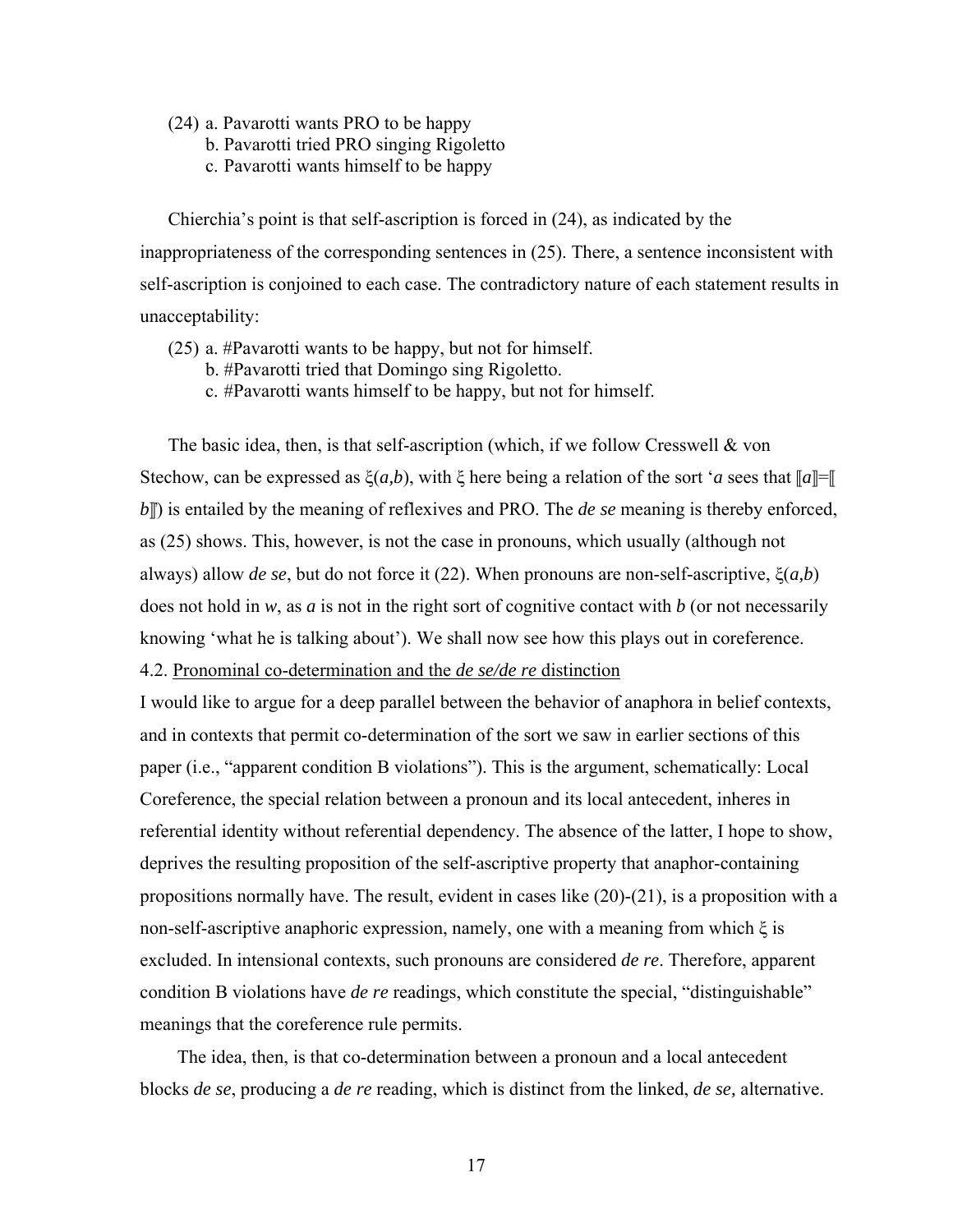(24) a. Pavarotti wants PRO to be happy
     b. Pavarotti tried PRO singing Rigoletto
     c. Pavarotti wants himself to be happy

Chierchia's point is that self-ascription is forced in (24), as indicated by the inappropriateness of the corresponding sentences in (25). There, a sentence inconsistent with self-ascription is conjoined to each case. The contradictory nature of each statement results in unacceptability:

(25) a. #Pavarotti wants to be happy, but not for himself.
     b. #Pavarotti tried that Domingo sing Rigoletto.
     c. #Pavarotti wants himself to be happy, but not for himself.

The basic idea, then, is that self-ascription (which, if we follow Cresswell & von Stechow, can be expressed as $\xi(a,b)$, with $\xi$ here being a relation of the sort '*a* sees that $[\![a]\!]=[\![b]\!]$') is entailed by the meaning of reflexives and PRO. The *de se* meaning is thereby enforced, as (25) shows. This, however, is not the case in pronouns, which usually (although not always) allow *de se*, but do not force it (22). When pronouns are non-self-ascriptive, $\xi(a,b)$ does not hold in *w*, as *a* is not in the right sort of cognitive contact with *b* (or not necessarily knowing 'what he is talking about'). We shall now see how this plays out in coreference.

4.2. Pronominal co-determination and the *de se/de re* distinction

I would like to argue for a deep parallel between the behavior of anaphora in belief contexts, and in contexts that permit co-determination of the sort we saw in earlier sections of this paper (i.e., "apparent condition B violations"). This is the argument, schematically: Local Coreference, the special relation between a pronoun and its local antecedent, inheres in referential identity without referential dependency. The absence of the latter, I hope to show, deprives the resulting proposition of the self-ascriptive property that anaphor-containing propositions normally have. The result, evident in cases like (20)-(21), is a proposition with a non-self-ascriptive anaphoric expression, namely, one with a meaning from which $\xi$ is excluded. In intensional contexts, such pronouns are considered *de re*. Therefore, apparent condition B violations have *de re* readings, which constitute the special, "distinguishable" meanings that the coreference rule permits.

The idea, then, is that co-determination between a pronoun and a local antecedent blocks *de se*, producing a *de re* reading, which is distinct from the linked, *de se,* alternative.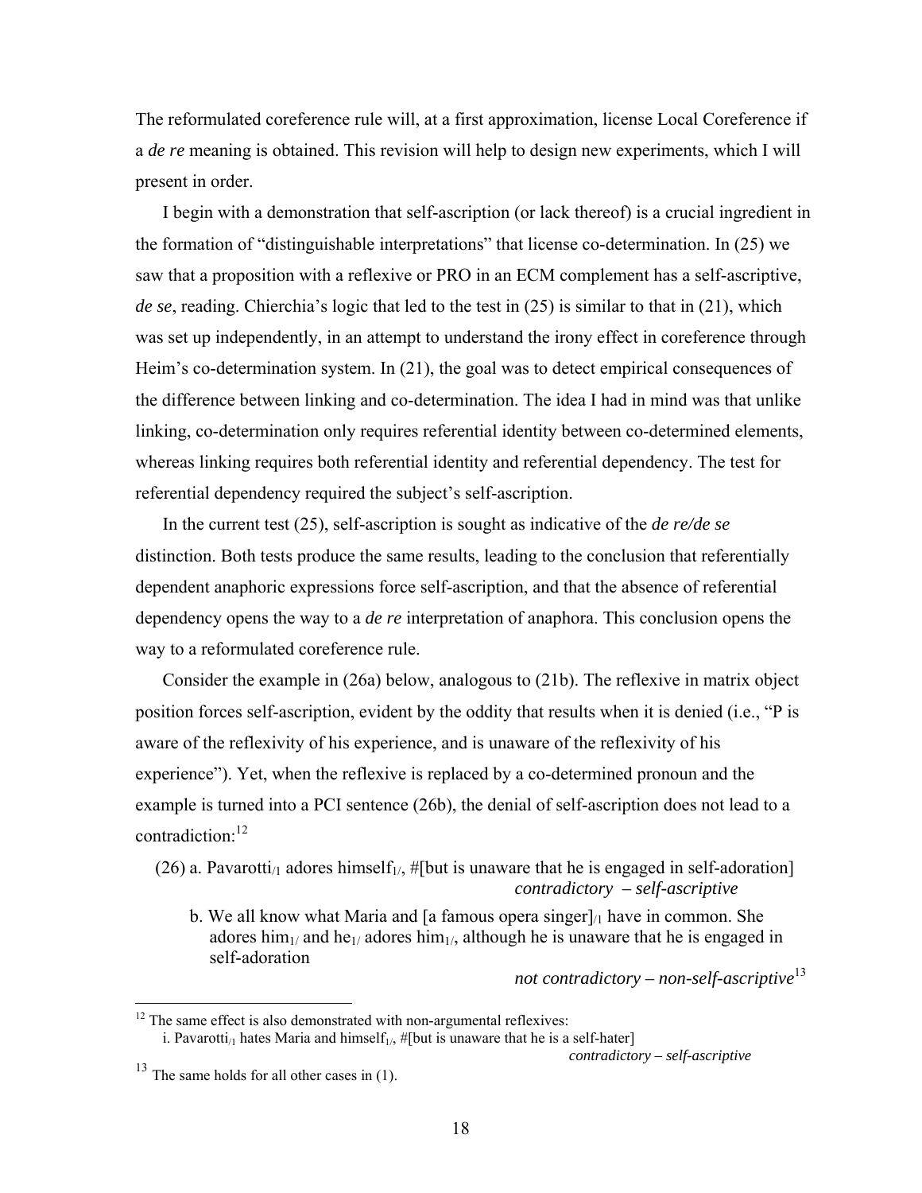The reformulated coreference rule will, at a first approximation, license Local Coreference if a *de re* meaning is obtained. This revision will help to design new experiments, which I will present in order.

I begin with a demonstration that self-ascription (or lack thereof) is a crucial ingredient in the formation of "distinguishable interpretations" that license co-determination. In (25) we saw that a proposition with a reflexive or PRO in an ECM complement has a self-ascriptive, *de se*, reading. Chierchia's logic that led to the test in (25) is similar to that in (21), which was set up independently, in an attempt to understand the irony effect in coreference through Heim's co-determination system. In (21), the goal was to detect empirical consequences of the difference between linking and co-determination. The idea I had in mind was that unlike linking, co-determination only requires referential identity between co-determined elements, whereas linking requires both referential identity and referential dependency. The test for referential dependency required the subject's self-ascription.

In the current test (25), self-ascription is sought as indicative of the *de re/de se* distinction. Both tests produce the same results, leading to the conclusion that referentially dependent anaphoric expressions force self-ascription, and that the absence of referential dependency opens the way to a *de re* interpretation of anaphora. This conclusion opens the way to a reformulated coreference rule.

Consider the example in (26a) below, analogous to (21b). The reflexive in matrix object position forces self-ascription, evident by the oddity that results when it is denied (i.e., "P is aware of the reflexivity of his experience, and is unaware of the reflexivity of his experience"). Yet, when the reflexive is replaced by a co-determined pronoun and the example is turned into a PCI sentence (26b), the denial of self-ascription does not lead to a contradiction:[12]

(26) a. Pavarotti$_{/1}$ adores himself$_{1/}$, #[but is unaware that he is engaged in self-adoration]
*contradictory – self-ascriptive*

b. We all know what Maria and [a famous opera singer]$_{/1}$ have in common. She adores him$_{1/}$ and he$_{1/}$ adores him$_{1/}$, although he is unaware that he is engaged in self-adoration
*not contradictory – non-self-ascriptive*[13]

---

[12] The same effect is also demonstrated with non-argumental reflexives:
i. Pavarotti$_{/1}$ hates Maria and himself$_{1/}$, #[but is unaware that he is a self-hater]
*contradictory – self-ascriptive*

[13] The same holds for all other cases in (1).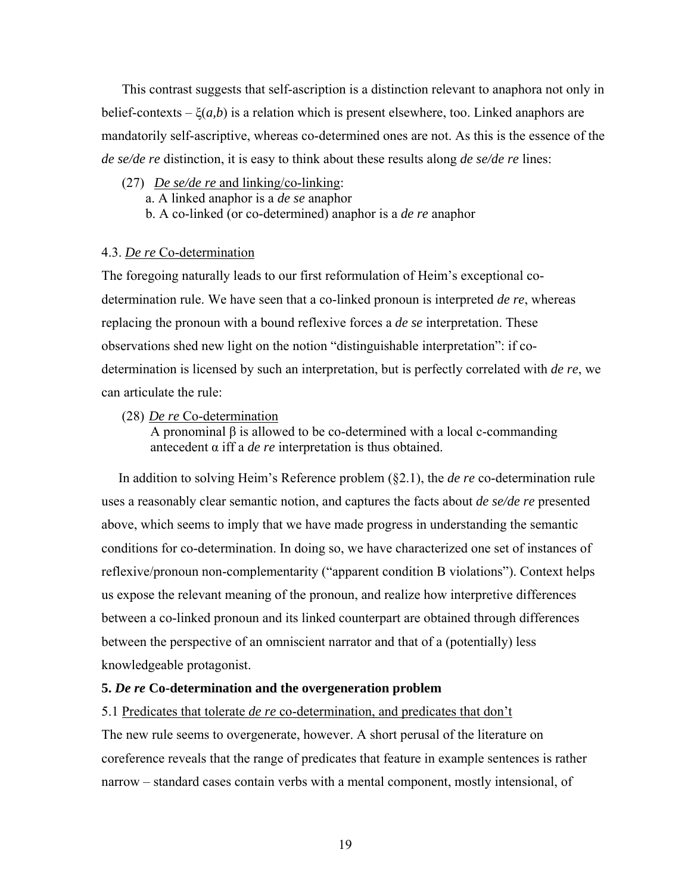This contrast suggests that self-ascription is a distinction relevant to anaphora not only in belief-contexts – $\xi(a,b)$ is a relation which is present elsewhere, too. Linked anaphors are mandatorily self-ascriptive, whereas co-determined ones are not. As this is the essence of the *de se/de re* distinction, it is easy to think about these results along *de se/de re* lines:

(27) *De se/de re* and linking/co-linking:
  a. A linked anaphor is a *de se* anaphor
  b. A co-linked (or co-determined) anaphor is a *de re* anaphor

### 4.3. *De re* Co-determination

The foregoing naturally leads to our first reformulation of Heim's exceptional co-determination rule. We have seen that a co-linked pronoun is interpreted *de re*, whereas replacing the pronoun with a bound reflexive forces a *de se* interpretation. These observations shed new light on the notion "distinguishable interpretation": if co-determination is licensed by such an interpretation, but is perfectly correlated with *de re*, we can articulate the rule:

(28) *De re* Co-determination
  A pronominal $\beta$ is allowed to be co-determined with a local c-commanding antecedent $\alpha$ iff a *de re* interpretation is thus obtained.

In addition to solving Heim's Reference problem (§2.1), the *de re* co-determination rule uses a reasonably clear semantic notion, and captures the facts about *de se/de re* presented above, which seems to imply that we have made progress in understanding the semantic conditions for co-determination. In doing so, we have characterized one set of instances of reflexive/pronoun non-complementarity ("apparent condition B violations"). Context helps us expose the relevant meaning of the pronoun, and realize how interpretive differences between a co-linked pronoun and its linked counterpart are obtained through differences between the perspective of an omniscient narrator and that of a (potentially) less knowledgeable protagonist.

## 5. *De re* Co-determination and the overgeneration problem

### 5.1 Predicates that tolerate *de re* co-determination, and predicates that don't

The new rule seems to overgenerate, however. A short perusal of the literature on coreference reveals that the range of predicates that feature in example sentences is rather narrow – standard cases contain verbs with a mental component, mostly intensional, of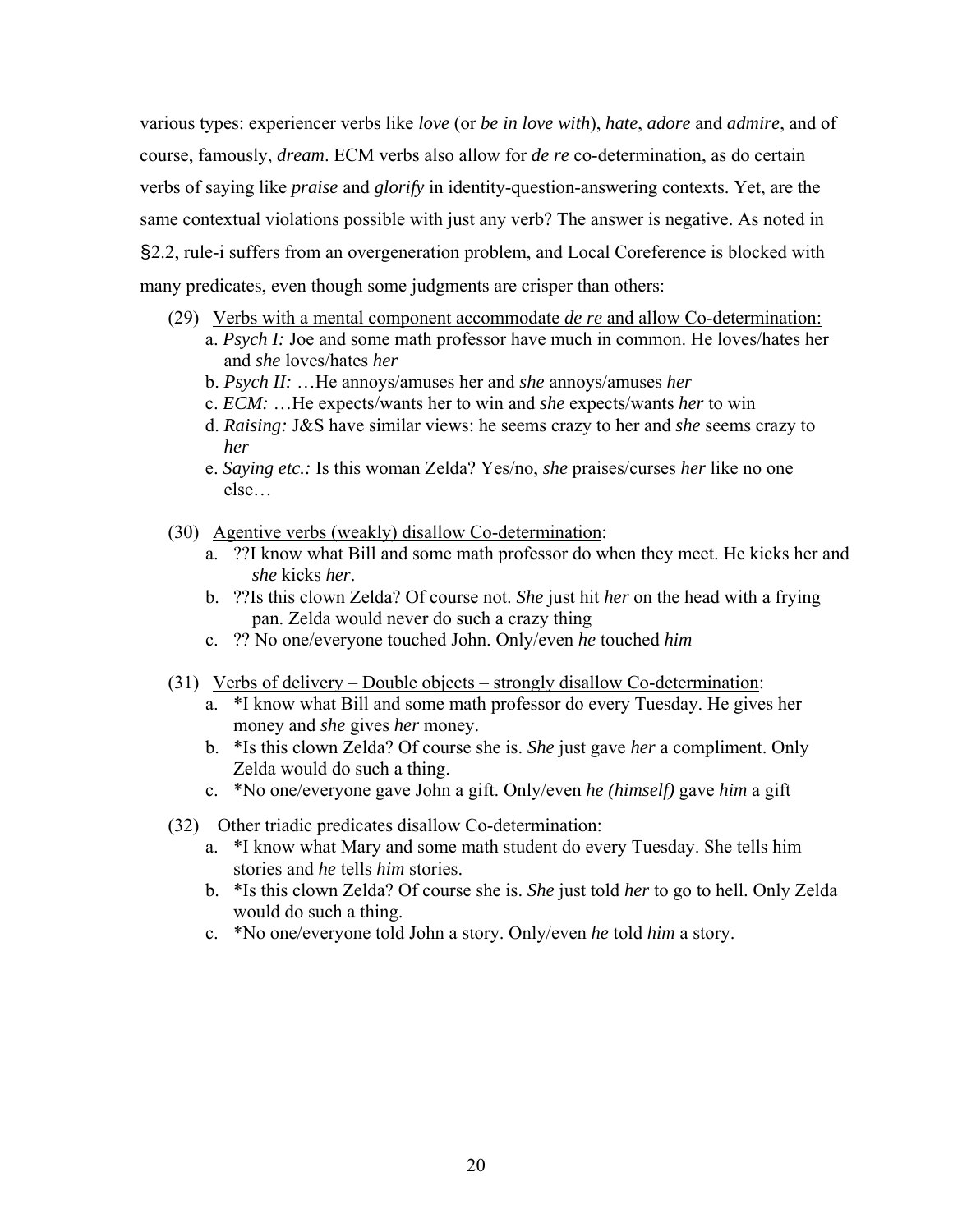various types: experiencer verbs like *love* (or *be in love with*), *hate*, *adore* and *admire*, and of course, famously, *dream*. ECM verbs also allow for *de re* co-determination, as do certain verbs of saying like *praise* and *glorify* in identity-question-answering contexts. Yet, are the same contextual violations possible with just any verb? The answer is negative. As noted in §2.2, rule-i suffers from an overgeneration problem, and Local Coreference is blocked with many predicates, even though some judgments are crisper than others:

(29) <u>Verbs with a mental component accommodate *de re* and allow Co-determination:</u>
  a. *Psych I:* Joe and some math professor have much in common. He loves/hates her and *she* loves/hates *her*
  b. *Psych II:* …He annoys/amuses her and *she* annoys/amuses *her*
  c. *ECM:* …He expects/wants her to win and *she* expects/wants *her* to win
  d. *Raising:* J&S have similar views: he seems crazy to her and *she* seems crazy to *her*
  e. *Saying etc.:* Is this woman Zelda? Yes/no, *she* praises/curses *her* like no one else…

(30) <u>Agentive verbs (weakly) disallow Co-determination</u>:
  a. ??I know what Bill and some math professor do when they meet. He kicks her and *she* kicks *her*.
  b. ??Is this clown Zelda? Of course not. *She* just hit *her* on the head with a frying pan. Zelda would never do such a crazy thing
  c. ?? No one/everyone touched John. Only/even *he* touched *him*

(31) <u>Verbs of delivery – Double objects – strongly disallow Co-determination</u>:
  a. *I know what Bill and some math professor do every Tuesday. He gives her money and *she* gives *her* money.
  b. *Is this clown Zelda? Of course she is. *She* just gave *her* a compliment. Only Zelda would do such a thing.
  c. *No one/everyone gave John a gift. Only/even *he (himself)* gave *him* a gift

(32) <u>Other triadic predicates disallow Co-determination</u>:
  a. *I know what Mary and some math student do every Tuesday. She tells him stories and *he* tells *him* stories.
  b. *Is this clown Zelda? Of course she is. *She* just told *her* to go to hell. Only Zelda would do such a thing.
  c. *No one/everyone told John a story. Only/even *he* told *him* a story.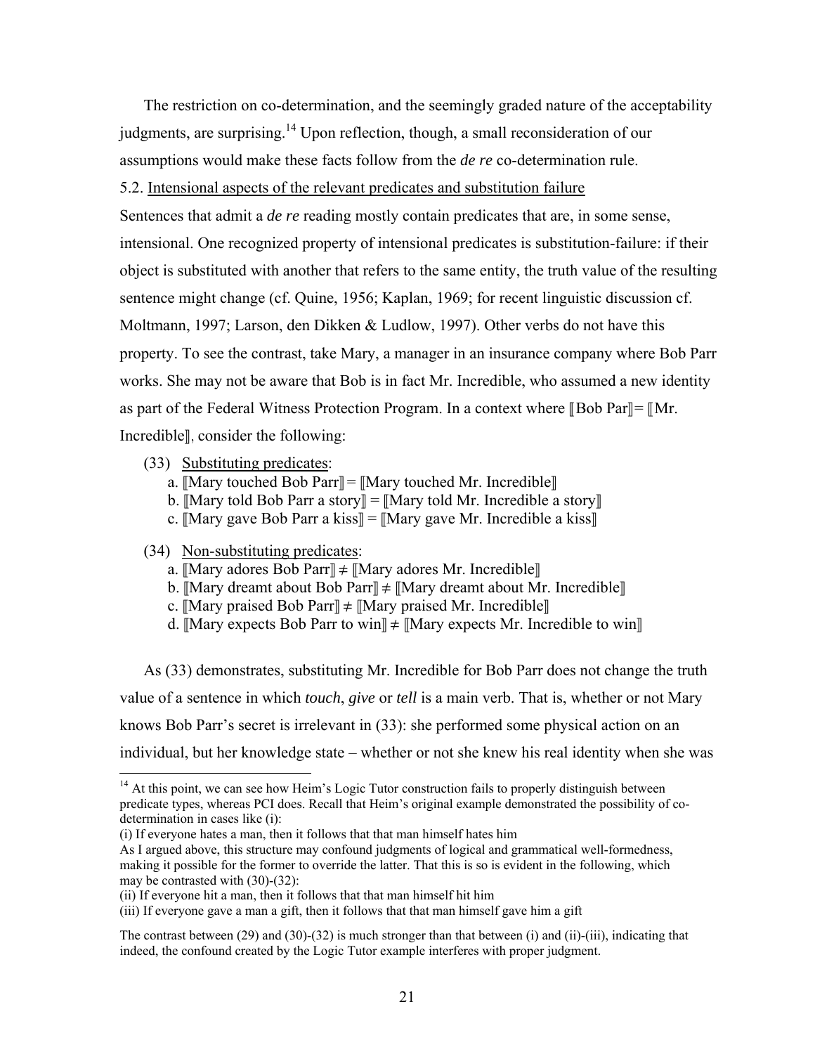The restriction on co-determination, and the seemingly graded nature of the acceptability judgments, are surprising.[14] Upon reflection, though, a small reconsideration of our assumptions would make these facts follow from the *de re* co-determination rule.

5.2. Intensional aspects of the relevant predicates and substitution failure

Sentences that admit a *de re* reading mostly contain predicates that are, in some sense, intensional. One recognized property of intensional predicates is substitution-failure: if their object is substituted with another that refers to the same entity, the truth value of the resulting sentence might change (cf. Quine, 1956; Kaplan, 1969; for recent linguistic discussion cf. Moltmann, 1997; Larson, den Dikken & Ludlow, 1997). Other verbs do not have this property. To see the contrast, take Mary, a manager in an insurance company where Bob Parr works. She may not be aware that Bob is in fact Mr. Incredible, who assumed a new identity as part of the Federal Witness Protection Program. In a context where ⟦Bob Par⟧= ⟦Mr. Incredible⟧, consider the following:

(33) Substituting predicates:
  a. ⟦Mary touched Bob Parr⟧ = ⟦Mary touched Mr. Incredible⟧
  b. ⟦Mary told Bob Parr a story⟧ = ⟦Mary told Mr. Incredible a story⟧
  c. ⟦Mary gave Bob Parr a kiss⟧ = ⟦Mary gave Mr. Incredible a kiss⟧

(34) Non-substituting predicates:
  a. ⟦Mary adores Bob Parr⟧ ≠ ⟦Mary adores Mr. Incredible⟧
  b. ⟦Mary dreamt about Bob Parr⟧ ≠ ⟦Mary dreamt about Mr. Incredible⟧
  c. ⟦Mary praised Bob Parr⟧ ≠ ⟦Mary praised Mr. Incredible⟧
  d. ⟦Mary expects Bob Parr to win⟧ ≠ ⟦Mary expects Mr. Incredible to win⟧

As (33) demonstrates, substituting Mr. Incredible for Bob Parr does not change the truth value of a sentence in which *touch*, *give* or *tell* is a main verb. That is, whether or not Mary knows Bob Parr's secret is irrelevant in (33): she performed some physical action on an individual, but her knowledge state – whether or not she knew his real identity when she was

---

[14] At this point, we can see how Heim's Logic Tutor construction fails to properly distinguish between predicate types, whereas PCI does. Recall that Heim's original example demonstrated the possibility of co-determination in cases like (i):

(i) If everyone hates a man, then it follows that that man himself hates him

As I argued above, this structure may confound judgments of logical and grammatical well-formedness, making it possible for the former to override the latter. That this is so is evident in the following, which may be contrasted with (30)-(32):

(ii) If everyone hit a man, then it follows that that man himself hit him

(iii) If everyone gave a man a gift, then it follows that that man himself gave him a gift

The contrast between (29) and (30)-(32) is much stronger than that between (i) and (ii)-(iii), indicating that indeed, the confound created by the Logic Tutor example interferes with proper judgment.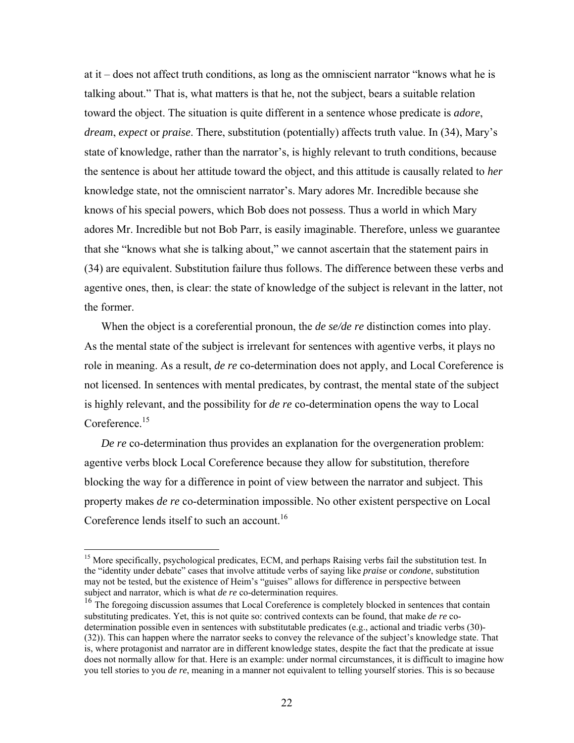at it – does not affect truth conditions, as long as the omniscient narrator "knows what he is talking about." That is, what matters is that he, not the subject, bears a suitable relation toward the object. The situation is quite different in a sentence whose predicate is *adore*, *dream*, *expect* or *praise*. There, substitution (potentially) affects truth value. In (34), Mary's state of knowledge, rather than the narrator's, is highly relevant to truth conditions, because the sentence is about her attitude toward the object, and this attitude is causally related to *her* knowledge state, not the omniscient narrator's. Mary adores Mr. Incredible because she knows of his special powers, which Bob does not possess. Thus a world in which Mary adores Mr. Incredible but not Bob Parr, is easily imaginable. Therefore, unless we guarantee that she "knows what she is talking about," we cannot ascertain that the statement pairs in (34) are equivalent. Substitution failure thus follows. The difference between these verbs and agentive ones, then, is clear: the state of knowledge of the subject is relevant in the latter, not the former.

When the object is a coreferential pronoun, the *de se/de re* distinction comes into play. As the mental state of the subject is irrelevant for sentences with agentive verbs, it plays no role in meaning. As a result, *de re* co-determination does not apply, and Local Coreference is not licensed. In sentences with mental predicates, by contrast, the mental state of the subject is highly relevant, and the possibility for *de re* co-determination opens the way to Local Coreference.[15]

*De re* co-determination thus provides an explanation for the overgeneration problem: agentive verbs block Local Coreference because they allow for substitution, therefore blocking the way for a difference in point of view between the narrator and subject. This property makes *de re* co-determination impossible. No other existent perspective on Local Coreference lends itself to such an account.[16]

---

[15] More specifically, psychological predicates, ECM, and perhaps Raising verbs fail the substitution test. In the "identity under debate" cases that involve attitude verbs of saying like *praise* or *condone*, substitution may not be tested, but the existence of Heim's "guises" allows for difference in perspective between subject and narrator, which is what *de re* co-determination requires.

[16] The foregoing discussion assumes that Local Coreference is completely blocked in sentences that contain substituting predicates. Yet, this is not quite so: contrived contexts can be found, that make *de re* co-determination possible even in sentences with substitutable predicates (e.g., actional and triadic verbs (30)-(32)). This can happen where the narrator seeks to convey the relevance of the subject's knowledge state. That is, where protagonist and narrator are in different knowledge states, despite the fact that the predicate at issue does not normally allow for that. Here is an example: under normal circumstances, it is difficult to imagine how you tell stories to you *de re*, meaning in a manner not equivalent to telling yourself stories. This is so because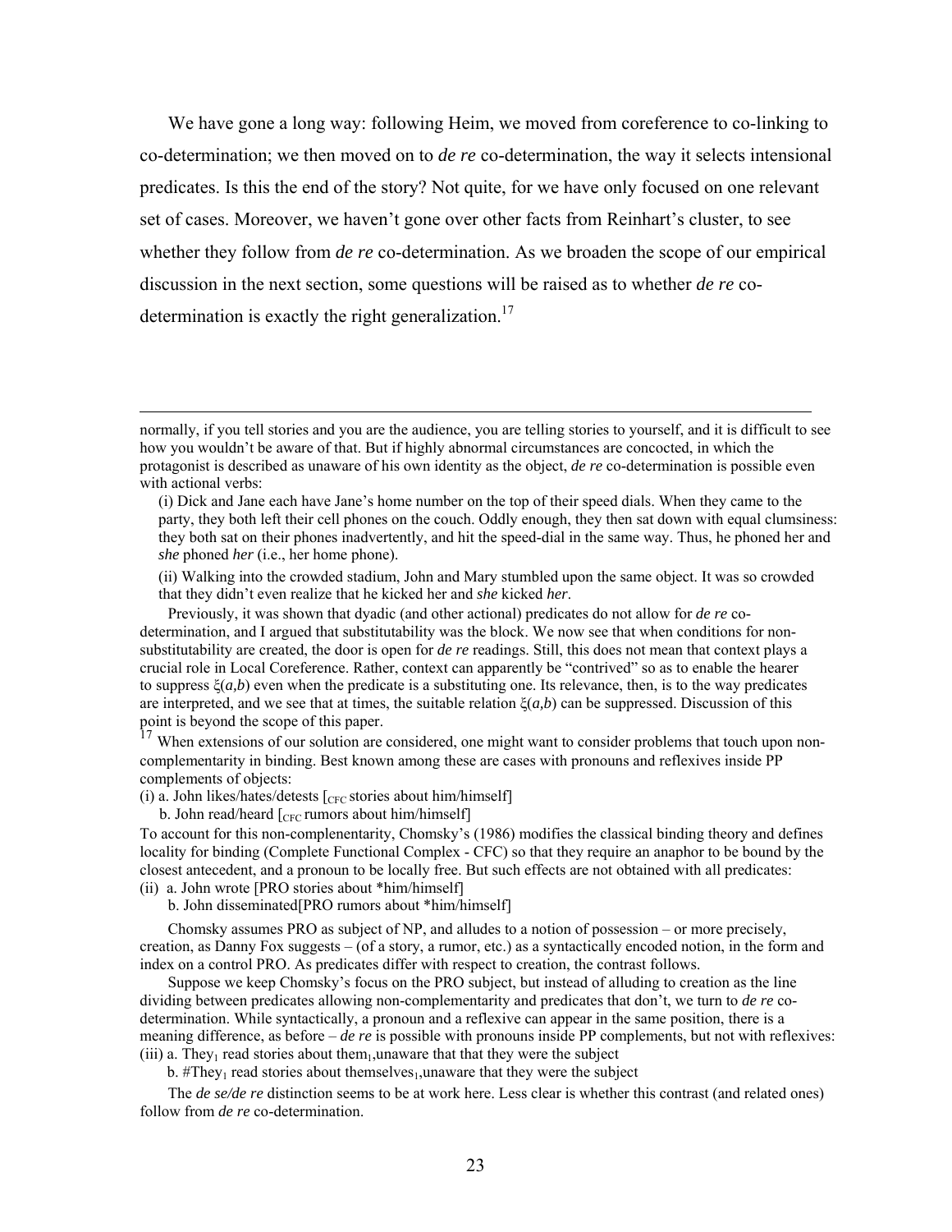We have gone a long way: following Heim, we moved from coreference to co-linking to co-determination; we then moved on to *de re* co-determination, the way it selects intensional predicates. Is this the end of the story? Not quite, for we have only focused on one relevant set of cases. Moreover, we haven't gone over other facts from Reinhart's cluster, to see whether they follow from *de re* co-determination. As we broaden the scope of our empirical discussion in the next section, some questions will be raised as to whether *de re* co-determination is exactly the right generalization.[17]

---

normally, if you tell stories and you are the audience, you are telling stories to yourself, and it is difficult to see how you wouldn't be aware of that. But if highly abnormal circumstances are concocted, in which the protagonist is described as unaware of his own identity as the object, *de re* co-determination is possible even with actional verbs:

(i) Dick and Jane each have Jane's home number on the top of their speed dials. When they came to the party, they both left their cell phones on the couch. Oddly enough, they then sat down with equal clumsiness: they both sat on their phones inadvertently, and hit the speed-dial in the same way. Thus, he phoned her and *she* phoned *her* (i.e., her home phone).

(ii) Walking into the crowded stadium, John and Mary stumbled upon the same object. It was so crowded that they didn't even realize that he kicked her and *she* kicked *her*.

Previously, it was shown that dyadic (and other actional) predicates do not allow for *de re* co-determination, and I argued that substitutability was the block. We now see that when conditions for non-substitutability are created, the door is open for *de re* readings. Still, this does not mean that context plays a crucial role in Local Coreference. Rather, context can apparently be "contrived" so as to enable the hearer to suppress $\xi(a,b)$ even when the predicate is a substituting one. Its relevance, then, is to the way predicates are interpreted, and we see that at times, the suitable relation $\xi(a,b)$ can be suppressed. Discussion of this point is beyond the scope of this paper.

[17] When extensions of our solution are considered, one might want to consider problems that touch upon non-complementarity in binding. Best known among these are cases with pronouns and reflexives inside PP complements of objects:

(i) a. John likes/hates/detests [$_{CFC}$ stories about him/himself]

b. John read/heard [$_{CFC}$ rumors about him/himself]

To account for this non-complenentarity, Chomsky's (1986) modifies the classical binding theory and defines locality for binding (Complete Functional Complex - CFC) so that they require an anaphor to be bound by the closest antecedent, and a pronoun to be locally free. But such effects are not obtained with all predicates:

(ii) a. John wrote [PRO stories about *him/himself]

b. John disseminated[PRO rumors about *him/himself]

Chomsky assumes PRO as subject of NP, and alludes to a notion of possession – or more precisely, creation, as Danny Fox suggests – (of a story, a rumor, etc.) as a syntactically encoded notion, in the form and index on a control PRO. As predicates differ with respect to creation, the contrast follows.

Suppose we keep Chomsky's focus on the PRO subject, but instead of alluding to creation as the line dividing between predicates allowing non-complementarity and predicates that don't, we turn to *de re* co-determination. While syntactically, a pronoun and a reflexive can appear in the same position, there is a meaning difference, as before – *de re* is possible with pronouns inside PP complements, but not with reflexives:

(iii) a. They$_1$ read stories about them$_1$,unaware that that they were the subject

b. #They$_1$ read stories about themselves$_1$,unaware that they were the subject

The *de se/de re* distinction seems to be at work here. Less clear is whether this contrast (and related ones) follow from *de re* co-determination.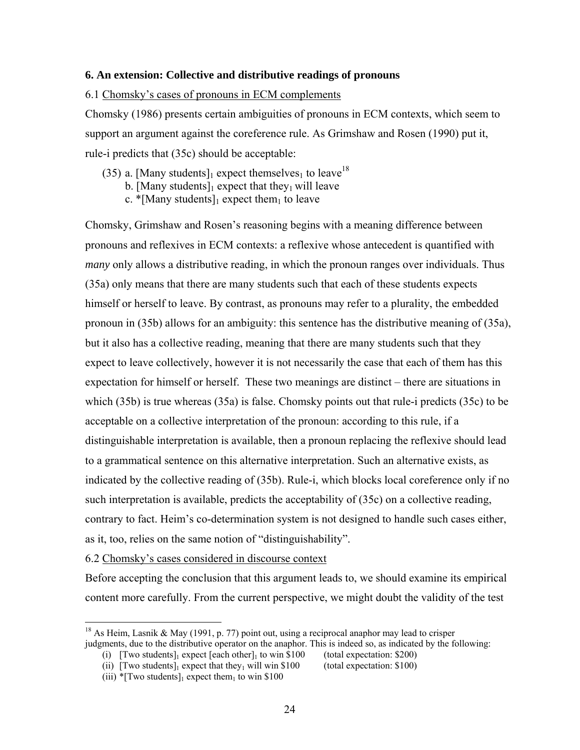### 6. An extension: Collective and distributive readings of pronouns

6.1 Chomsky's cases of pronouns in ECM complements

Chomsky (1986) presents certain ambiguities of pronouns in ECM contexts, which seem to support an argument against the coreference rule. As Grimshaw and Rosen (1990) put it, rule-i predicts that (35c) should be acceptable:

(35) a. [Many students]$_1$ expect themselves$_1$ to leave[18]
  b. [Many students]$_1$ expect that they$_1$ will leave
  c. *[Many students]$_1$ expect them$_1$ to leave

Chomsky, Grimshaw and Rosen's reasoning begins with a meaning difference between pronouns and reflexives in ECM contexts: a reflexive whose antecedent is quantified with *many* only allows a distributive reading, in which the pronoun ranges over individuals. Thus (35a) only means that there are many students such that each of these students expects himself or herself to leave. By contrast, as pronouns may refer to a plurality, the embedded pronoun in (35b) allows for an ambiguity: this sentence has the distributive meaning of (35a), but it also has a collective reading, meaning that there are many students such that they expect to leave collectively, however it is not necessarily the case that each of them has this expectation for himself or herself. These two meanings are distinct – there are situations in which (35b) is true whereas (35a) is false. Chomsky points out that rule-i predicts (35c) to be acceptable on a collective interpretation of the pronoun: according to this rule, if a distinguishable interpretation is available, then a pronoun replacing the reflexive should lead to a grammatical sentence on this alternative interpretation. Such an alternative exists, as indicated by the collective reading of (35b). Rule-i, which blocks local coreference only if no such interpretation is available, predicts the acceptability of (35c) on a collective reading, contrary to fact. Heim's co-determination system is not designed to handle such cases either, as it, too, relies on the same notion of "distinguishability".

6.2 Chomsky's cases considered in discourse context

Before accepting the conclusion that this argument leads to, we should examine its empirical content more carefully. From the current perspective, we might doubt the validity of the test

---

[18] As Heim, Lasnik & May (1991, p. 77) point out, using a reciprocal anaphor may lead to crisper judgments, due to the distributive operator on the anaphor. This is indeed so, as indicated by the following:

(i) [Two students]$_1$ expect [each other]$_1$ to win \$100  (total expectation: \$200)
(ii) [Two students]$_1$ expect that they$_1$ will win \$100  (total expectation: \$100)
(iii) *[Two students]$_1$ expect them$_1$ to win \$100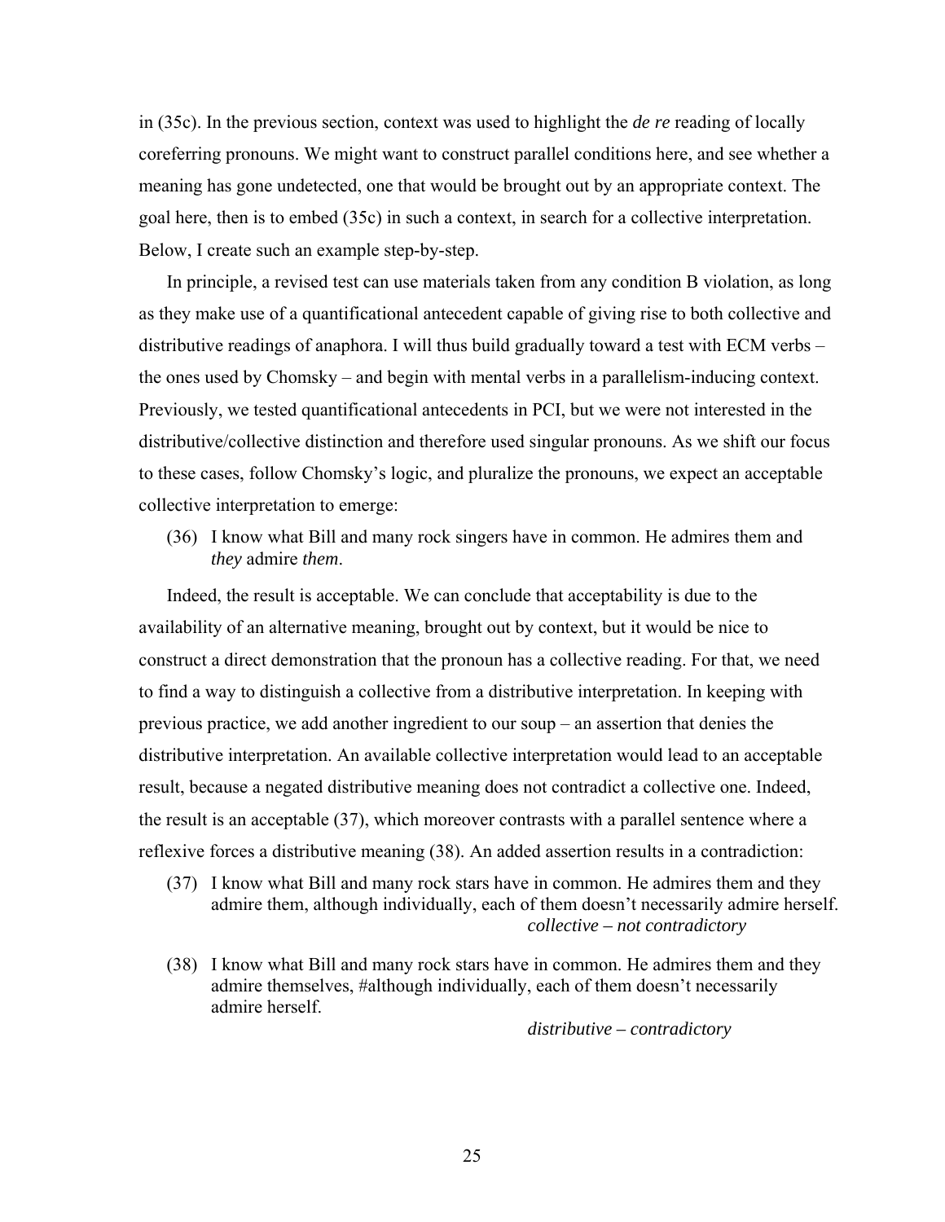in (35c). In the previous section, context was used to highlight the *de re* reading of locally coreferring pronouns. We might want to construct parallel conditions here, and see whether a meaning has gone undetected, one that would be brought out by an appropriate context. The goal here, then is to embed (35c) in such a context, in search for a collective interpretation. Below, I create such an example step-by-step.

In principle, a revised test can use materials taken from any condition B violation, as long as they make use of a quantificational antecedent capable of giving rise to both collective and distributive readings of anaphora. I will thus build gradually toward a test with ECM verbs – the ones used by Chomsky – and begin with mental verbs in a parallelism-inducing context. Previously, we tested quantificational antecedents in PCI, but we were not interested in the distributive/collective distinction and therefore used singular pronouns. As we shift our focus to these cases, follow Chomsky's logic, and pluralize the pronouns, we expect an acceptable collective interpretation to emerge:

(36) I know what Bill and many rock singers have in common. He admires them and *they* admire *them*.

Indeed, the result is acceptable. We can conclude that acceptability is due to the availability of an alternative meaning, brought out by context, but it would be nice to construct a direct demonstration that the pronoun has a collective reading. For that, we need to find a way to distinguish a collective from a distributive interpretation. In keeping with previous practice, we add another ingredient to our soup – an assertion that denies the distributive interpretation. An available collective interpretation would lead to an acceptable result, because a negated distributive meaning does not contradict a collective one. Indeed, the result is an acceptable (37), which moreover contrasts with a parallel sentence where a reflexive forces a distributive meaning (38). An added assertion results in a contradiction:

(37) I know what Bill and many rock stars have in common. He admires them and they admire them, although individually, each of them doesn't necessarily admire herself.
*collective – not contradictory*

(38) I know what Bill and many rock stars have in common. He admires them and they admire themselves, #although individually, each of them doesn't necessarily admire herself.
*distributive – contradictory*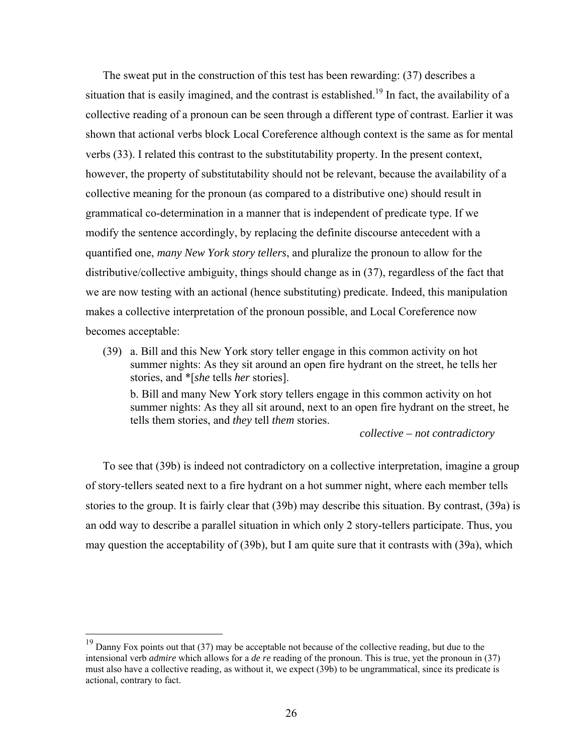The sweat put in the construction of this test has been rewarding: (37) describes a situation that is easily imagined, and the contrast is established.[19] In fact, the availability of a collective reading of a pronoun can be seen through a different type of contrast. Earlier it was shown that actional verbs block Local Coreference although context is the same as for mental verbs (33). I related this contrast to the substitutability property. In the present context, however, the property of substitutability should not be relevant, because the availability of a collective meaning for the pronoun (as compared to a distributive one) should result in grammatical co-determination in a manner that is independent of predicate type. If we modify the sentence accordingly, by replacing the definite discourse antecedent with a quantified one, *many New York story tellers*, and pluralize the pronoun to allow for the distributive/collective ambiguity, things should change as in (37), regardless of the fact that we are now testing with an actional (hence substituting) predicate. Indeed, this manipulation makes a collective interpretation of the pronoun possible, and Local Coreference now becomes acceptable:

(39) a. Bill and this New York story teller engage in this common activity on hot summer nights: As they sit around an open fire hydrant on the street, he tells her stories, and *[*she* tells *her* stories].

b. Bill and many New York story tellers engage in this common activity on hot summer nights: As they all sit around, next to an open fire hydrant on the street, he tells them stories, and *they* tell *them* stories.

*collective – not contradictory*

To see that (39b) is indeed not contradictory on a collective interpretation, imagine a group of story-tellers seated next to a fire hydrant on a hot summer night, where each member tells stories to the group. It is fairly clear that (39b) may describe this situation. By contrast, (39a) is an odd way to describe a parallel situation in which only 2 story-tellers participate. Thus, you may question the acceptability of (39b), but I am quite sure that it contrasts with (39a), which

---

[19] Danny Fox points out that (37) may be acceptable not because of the collective reading, but due to the intensional verb *admire* which allows for a *de re* reading of the pronoun. This is true, yet the pronoun in (37) must also have a collective reading, as without it, we expect (39b) to be ungrammatical, since its predicate is actional, contrary to fact.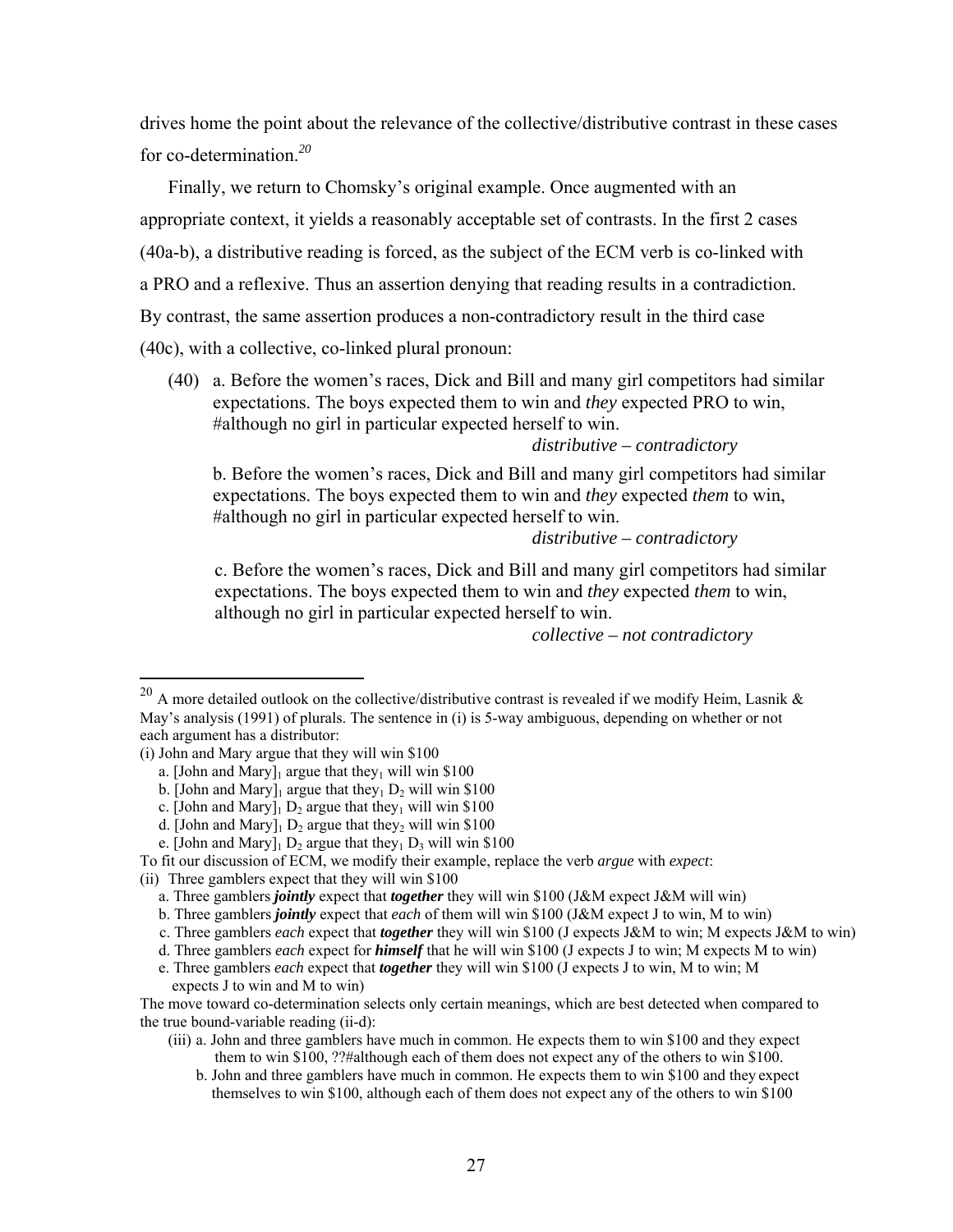drives home the point about the relevance of the collective/distributive contrast in these cases for co-determination.[20]

Finally, we return to Chomsky's original example. Once augmented with an appropriate context, it yields a reasonably acceptable set of contrasts. In the first 2 cases (40a-b), a distributive reading is forced, as the subject of the ECM verb is co-linked with a PRO and a reflexive. Thus an assertion denying that reading results in a contradiction. By contrast, the same assertion produces a non-contradictory result in the third case (40c), with a collective, co-linked plural pronoun:

(40) a. Before the women's races, Dick and Bill and many girl competitors had similar expectations. The boys expected them to win and *they* expected PRO to win, #although no girl in particular expected herself to win.

*distributive – contradictory*

b. Before the women's races, Dick and Bill and many girl competitors had similar expectations. The boys expected them to win and *they* expected *them* to win, #although no girl in particular expected herself to win.

*distributive – contradictory*

c. Before the women's races, Dick and Bill and many girl competitors had similar expectations. The boys expected them to win and *they* expected *them* to win, although no girl in particular expected herself to win.

*collective – not contradictory*

---

[20] A more detailed outlook on the collective/distributive contrast is revealed if we modify Heim, Lasnik & May's analysis (1991) of plurals. The sentence in (i) is 5-way ambiguous, depending on whether or not each argument has a distributor:

(i) John and Mary argue that they will win $100

a. [John and Mary]$_1$ argue that they$_1$ will win $100

b. [John and Mary]$_1$ argue that they$_1$ D$_2$ will win $100

c. [John and Mary]$_1$ D$_2$ argue that they$_1$ will win $100

d. [John and Mary]$_1$ D$_2$ argue that they$_2$ will win $100

e. [John and Mary]$_1$ D$_2$ argue that they$_1$ D$_3$ will win $100

To fit our discussion of ECM, we modify their example, replace the verb *argue* with *expect*:

(ii) Three gamblers expect that they will win $100

a. Three gamblers ***jointly*** expect that ***together*** they will win $100 (J&M expect J&M will win)

b. Three gamblers ***jointly*** expect that *each* of them will win $100 (J&M expect J to win, M to win)

c. Three gamblers *each* expect that ***together*** they will win $100 (J expects J&M to win; M expects J&M to win)

d. Three gamblers *each* expect for ***himself*** that he will win $100 (J expects J to win; M expects M to win)

e. Three gamblers *each* expect that ***together*** they will win $100 (J expects J to win, M to win; M expects J to win and M to win)

The move toward co-determination selects only certain meanings, which are best detected when compared to the true bound-variable reading (ii-d):

(iii) a. John and three gamblers have much in common. He expects them to win $100 and they expect them to win $100, ??#although each of them does not expect any of the others to win $100.

b. John and three gamblers have much in common. He expects them to win $100 and they expect themselves to win $100, although each of them does not expect any of the others to win $100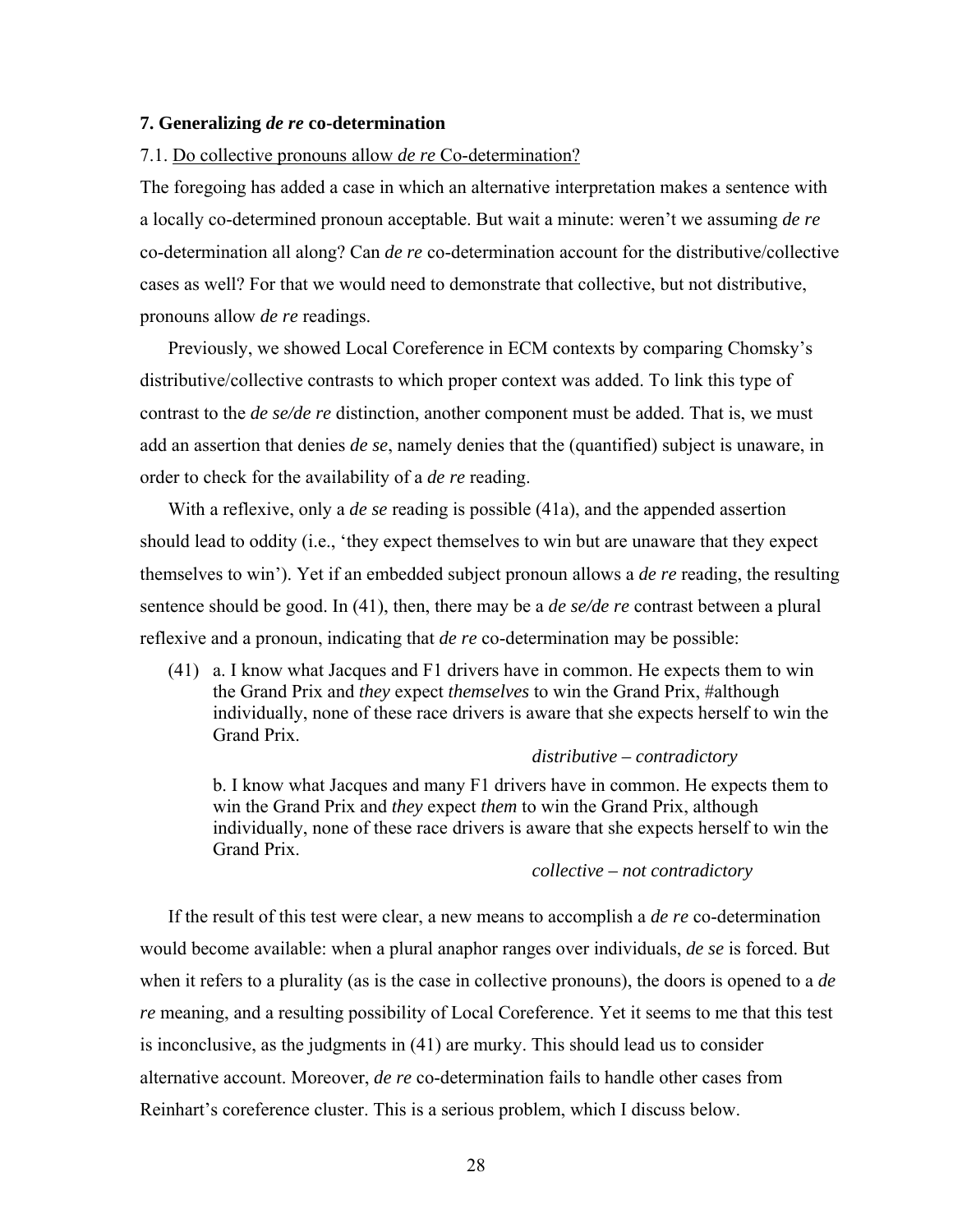## 7. Generalizing *de re* co-determination

7.1. <u>Do collective pronouns allow *de re* Co-determination?</u>

The foregoing has added a case in which an alternative interpretation makes a sentence with a locally co-determined pronoun acceptable. But wait a minute: weren't we assuming *de re* co-determination all along? Can *de re* co-determination account for the distributive/collective cases as well? For that we would need to demonstrate that collective, but not distributive, pronouns allow *de re* readings.

Previously, we showed Local Coreference in ECM contexts by comparing Chomsky's distributive/collective contrasts to which proper context was added. To link this type of contrast to the *de se/de re* distinction, another component must be added. That is, we must add an assertion that denies *de se*, namely denies that the (quantified) subject is unaware, in order to check for the availability of a *de re* reading.

With a reflexive, only a *de se* reading is possible (41a), and the appended assertion should lead to oddity (i.e., 'they expect themselves to win but are unaware that they expect themselves to win'). Yet if an embedded subject pronoun allows a *de re* reading, the resulting sentence should be good. In (41), then, there may be a *de se/de re* contrast between a plural reflexive and a pronoun, indicating that *de re* co-determination may be possible:

(41) a. I know what Jacques and F1 drivers have in common. He expects them to win the Grand Prix and *they* expect *themselves* to win the Grand Prix, #although individually, none of these race drivers is aware that she expects herself to win the Grand Prix.

*distributive – contradictory*

b. I know what Jacques and many F1 drivers have in common. He expects them to win the Grand Prix and *they* expect *them* to win the Grand Prix, although individually, none of these race drivers is aware that she expects herself to win the Grand Prix.

*collective – not contradictory*

If the result of this test were clear, a new means to accomplish a *de re* co-determination would become available: when a plural anaphor ranges over individuals, *de se* is forced. But when it refers to a plurality (as is the case in collective pronouns), the doors is opened to a *de re* meaning, and a resulting possibility of Local Coreference. Yet it seems to me that this test is inconclusive, as the judgments in (41) are murky. This should lead us to consider alternative account. Moreover, *de re* co-determination fails to handle other cases from Reinhart's coreference cluster. This is a serious problem, which I discuss below.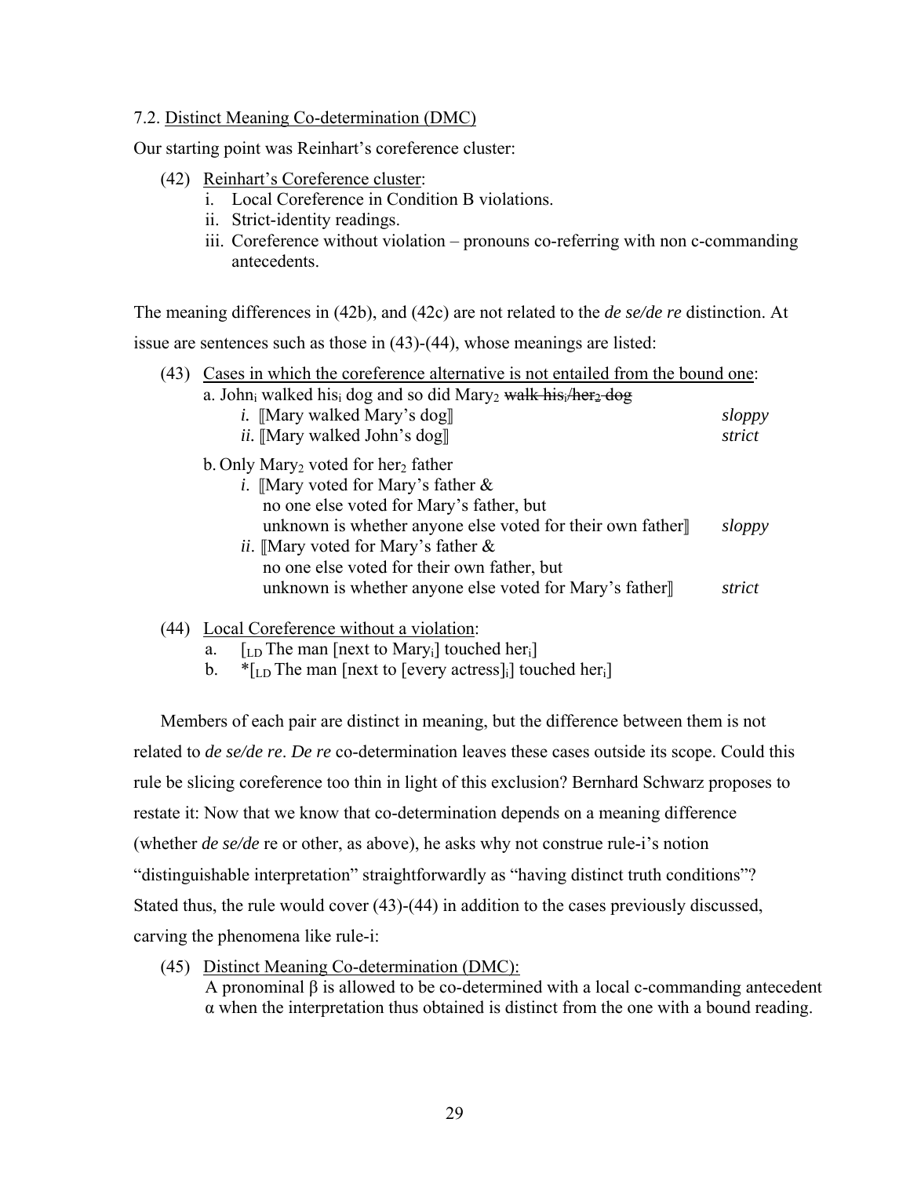7.2. <u>Distinct Meaning Co-determination (DMC)</u>

Our starting point was Reinhart's coreference cluster:

(42) <u>Reinhart's Coreference cluster</u>:
  i. Local Coreference in Condition B violations.
  ii. Strict-identity readings.
  iii. Coreference without violation – pronouns co-referring with non c-commanding antecedents.

The meaning differences in (42b), and (42c) are not related to the *de se/de re* distinction. At issue are sentences such as those in (43)-(44), whose meanings are listed:

(43) <u>Cases in which the coreference alternative is not entailed from the bound one</u>:
  a. $\text{John}_i$ walked $\text{his}_i$ dog and so did $\text{Mary}_2$ ~~walk $\text{his}_i/\text{her}_2$ dog~~
    *i.* ⟦Mary walked Mary's dog⟧ *sloppy*
    *ii.* ⟦Mary walked John's dog⟧ *strict*

  b. Only $\text{Mary}_2$ voted for $\text{her}_2$ father
    *i*. ⟦Mary voted for Mary's father &
      no one else voted for Mary's father, but
      unknown is whether anyone else voted for their own father⟧ *sloppy*
    *ii*. ⟦Mary voted for Mary's father &
      no one else voted for their own father, but
      unknown is whether anyone else voted for Mary's father⟧ *strict*

(44) <u>Local Coreference without a violation</u>:
  a. $[_{LD}$ The man [next to $\text{Mary}_i$] touched $\text{her}_i]$
  b. *$[_{LD}$ The man [next to [every actress$]_i$] touched $\text{her}_i]$

Members of each pair are distinct in meaning, but the difference between them is not related to *de se/de re*. *De re* co-determination leaves these cases outside its scope. Could this rule be slicing coreference too thin in light of this exclusion? Bernhard Schwarz proposes to restate it: Now that we know that co-determination depends on a meaning difference (whether *de se/de* re or other, as above), he asks why not construe rule-i's notion "distinguishable interpretation" straightforwardly as "having distinct truth conditions"? Stated thus, the rule would cover (43)-(44) in addition to the cases previously discussed, carving the phenomena like rule-i:

(45) <u>Distinct Meaning Co-determination (DMC):</u>
  A pronominal $\beta$ is allowed to be co-determined with a local c-commanding antecedent $\alpha$ when the interpretation thus obtained is distinct from the one with a bound reading.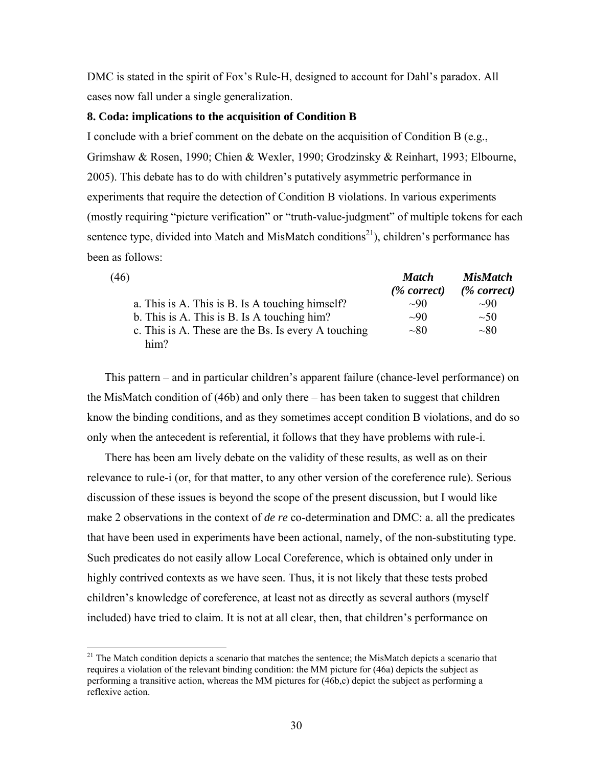DMC is stated in the spirit of Fox's Rule-H, designed to account for Dahl's paradox. All cases now fall under a single generalization.

**8. Coda: implications to the acquisition of Condition B**

I conclude with a brief comment on the debate on the acquisition of Condition B (e.g., Grimshaw & Rosen, 1990; Chien & Wexler, 1990; Grodzinsky & Reinhart, 1993; Elbourne, 2005). This debate has to do with children's putatively asymmetric performance in experiments that require the detection of Condition B violations. In various experiments (mostly requiring "picture verification" or "truth-value-judgment" of multiple tokens for each sentence type, divided into Match and MisMatch conditions[21]), children's performance has been as follows:

| (46) | ***Match*** ***(% correct)*** | ***MisMatch*** ***(% correct)*** |
|---|---|---|
| a. This is A. This is B. Is A touching himself? | ~90 | ~90 |
| b. This is A. This is B. Is A touching him? | ~90 | ~50 |
| c. This is A. These are the Bs. Is every A touching him? | ~80 | ~80 |

This pattern – and in particular children's apparent failure (chance-level performance) on the MisMatch condition of (46b) and only there – has been taken to suggest that children know the binding conditions, and as they sometimes accept condition B violations, and do so only when the antecedent is referential, it follows that they have problems with rule-i.

There has been am lively debate on the validity of these results, as well as on their relevance to rule-i (or, for that matter, to any other version of the coreference rule). Serious discussion of these issues is beyond the scope of the present discussion, but I would like make 2 observations in the context of *de re* co-determination and DMC: a. all the predicates that have been used in experiments have been actional, namely, of the non-substituting type. Such predicates do not easily allow Local Coreference, which is obtained only under in highly contrived contexts as we have seen. Thus, it is not likely that these tests probed children's knowledge of coreference, at least not as directly as several authors (myself included) have tried to claim. It is not at all clear, then, that children's performance on

[21] The Match condition depicts a scenario that matches the sentence; the MisMatch depicts a scenario that requires a violation of the relevant binding condition: the MM picture for (46a) depicts the subject as performing a transitive action, whereas the MM pictures for (46b,c) depict the subject as performing a reflexive action.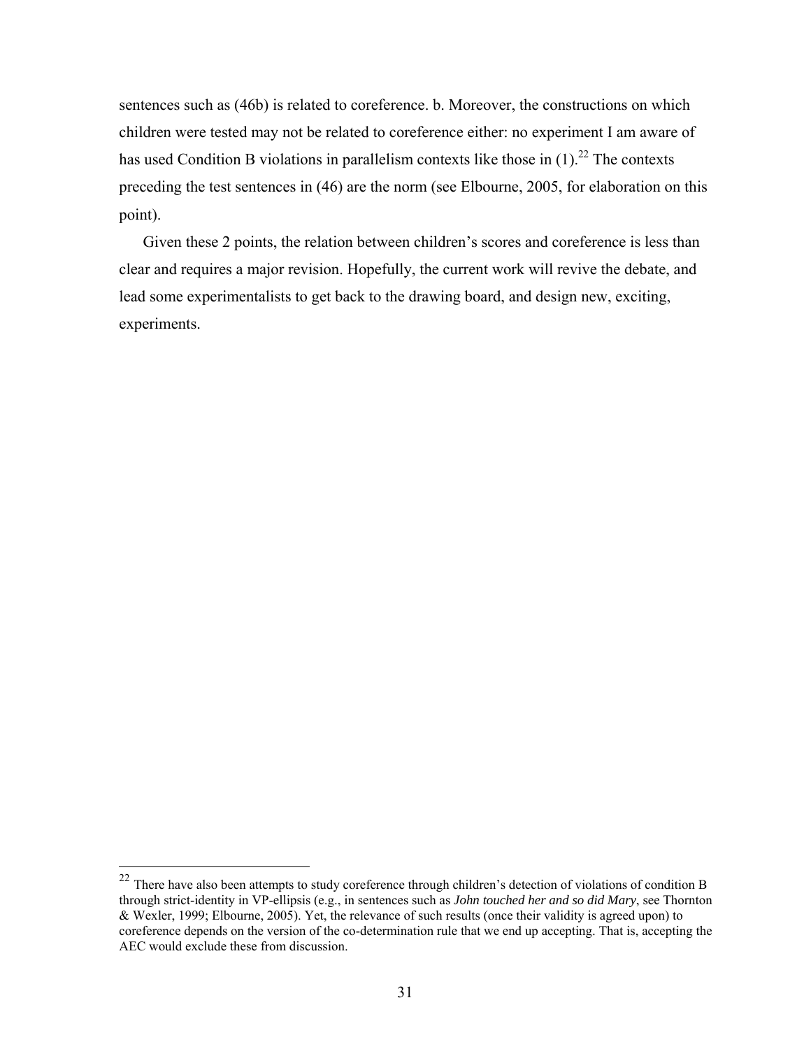sentences such as (46b) is related to coreference. b. Moreover, the constructions on which children were tested may not be related to coreference either: no experiment I am aware of has used Condition B violations in parallelism contexts like those in (1).[22] The contexts preceding the test sentences in (46) are the norm (see Elbourne, 2005, for elaboration on this point).

Given these 2 points, the relation between children's scores and coreference is less than clear and requires a major revision. Hopefully, the current work will revive the debate, and lead some experimentalists to get back to the drawing board, and design new, exciting, experiments.

---

[22] There have also been attempts to study coreference through children's detection of violations of condition B through strict-identity in VP-ellipsis (e.g., in sentences such as *John touched her and so did Mary*, see Thornton & Wexler, 1999; Elbourne, 2005). Yet, the relevance of such results (once their validity is agreed upon) to coreference depends on the version of the co-determination rule that we end up accepting. That is, accepting the AEC would exclude these from discussion.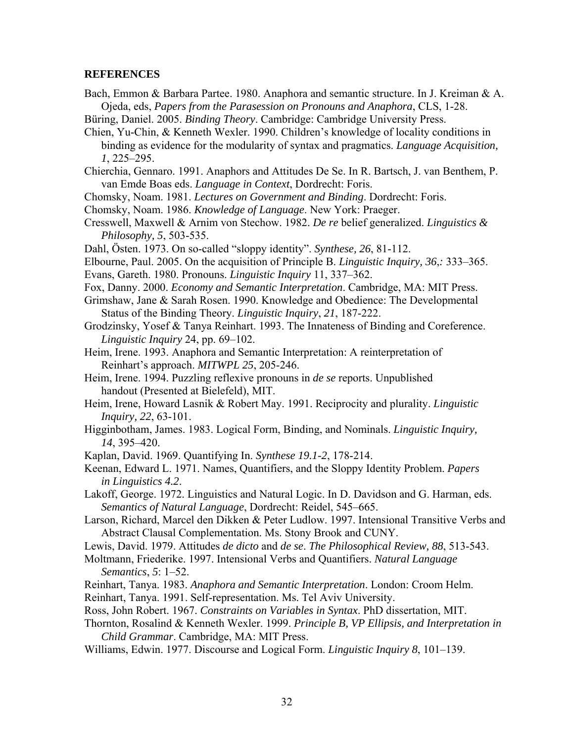**REFERENCES**

Bach, Emmon & Barbara Partee. 1980. Anaphora and semantic structure. In J. Kreiman & A. Ojeda, eds, *Papers from the Parasession on Pronouns and Anaphora*, CLS, 1-28.

Büring, Daniel. 2005. *Binding Theory*. Cambridge: Cambridge University Press.

Chien, Yu-Chin, & Kenneth Wexler. 1990. Children's knowledge of locality conditions in binding as evidence for the modularity of syntax and pragmatics. *Language Acquisition, 1*, 225–295.

Chierchia, Gennaro. 1991. Anaphors and Attitudes De Se. In R. Bartsch, J. van Benthem, P. van Emde Boas eds. *Language in Context*, Dordrecht: Foris.

Chomsky, Noam. 1981. *Lectures on Government and Binding*. Dordrecht: Foris.

Chomsky, Noam. 1986. *Knowledge of Language*. New York: Praeger.

Cresswell, Maxwell & Arnim von Stechow. 1982. *De re* belief generalized. *Linguistics & Philosophy, 5*, 503-535.

Dahl, Östen. 1973. On so-called "sloppy identity". *Synthese, 26*, 81-112.

Elbourne, Paul. 2005. On the acquisition of Principle B. *Linguistic Inquiry, 36,:* 333–365.

Evans, Gareth. 1980. Pronouns. *Linguistic Inquiry* 11, 337–362.

Fox, Danny. 2000. *Economy and Semantic Interpretation*. Cambridge, MA: MIT Press.

Grimshaw, Jane & Sarah Rosen. 1990. Knowledge and Obedience: The Developmental Status of the Binding Theory. *Linguistic Inquiry*, *21*, 187-222.

Grodzinsky, Yosef & Tanya Reinhart. 1993. The Innateness of Binding and Coreference. *Linguistic Inquiry* 24, pp. 69–102.

Heim, Irene. 1993. Anaphora and Semantic Interpretation: A reinterpretation of Reinhart's approach. *MITWPL 25*, 205-246.

Heim, Irene. 1994. Puzzling reflexive pronouns in *de se* reports. Unpublished handout (Presented at Bielefeld), MIT.

Heim, Irene, Howard Lasnik & Robert May. 1991. Reciprocity and plurality. *Linguistic Inquiry, 22*, 63-101.

Higginbotham, James. 1983. Logical Form, Binding, and Nominals. *Linguistic Inquiry, 14*, 395–420.

Kaplan, David. 1969. Quantifying In. *Synthese 19.1-2*, 178-214.

Keenan, Edward L. 1971. Names, Quantifiers, and the Sloppy Identity Problem. *Papers in Linguistics 4.2*.

Lakoff, George. 1972. Linguistics and Natural Logic. In D. Davidson and G. Harman, eds. *Semantics of Natural Language*, Dordrecht: Reidel, 545–665.

Larson, Richard, Marcel den Dikken & Peter Ludlow. 1997. Intensional Transitive Verbs and Abstract Clausal Complementation. Ms. Stony Brook and CUNY.

Lewis, David. 1979. Attitudes *de dicto* and *de se*. *The Philosophical Review, 88*, 513-543.

Moltmann, Friederike. 1997. Intensional Verbs and Quantifiers. *Natural Language Semantics*, *5*: 1–52.

Reinhart, Tanya. 1983. *Anaphora and Semantic Interpretation*. London: Croom Helm.

Reinhart, Tanya. 1991. Self-representation. Ms. Tel Aviv University.

Ross, John Robert. 1967. *Constraints on Variables in Syntax*. PhD dissertation, MIT.

Thornton, Rosalind & Kenneth Wexler. 1999. *Principle B, VP Ellipsis, and Interpretation in Child Grammar*. Cambridge, MA: MIT Press.

Williams, Edwin. 1977. Discourse and Logical Form. *Linguistic Inquiry 8*, 101–139.